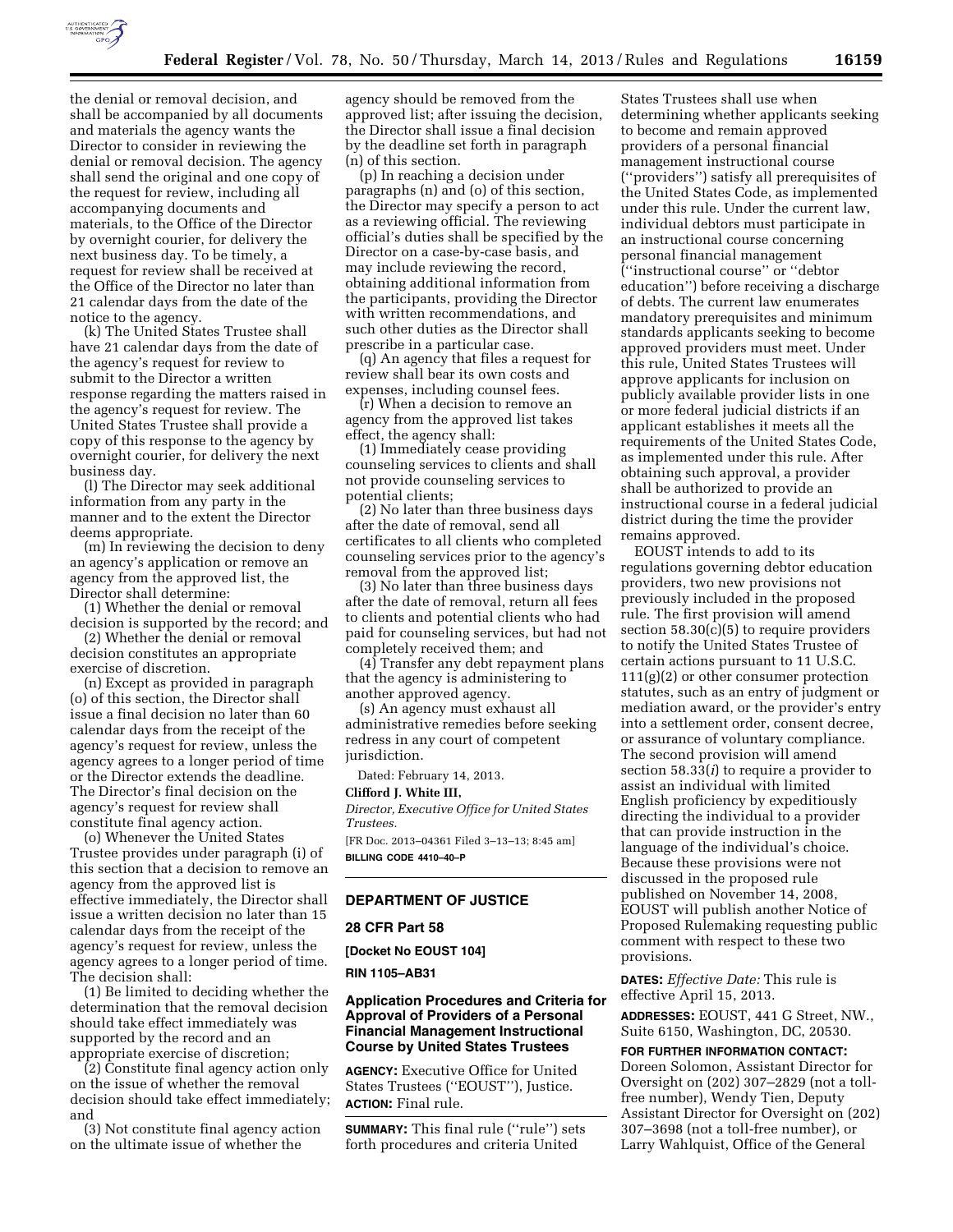the denial or removal decision, and shall be accompanied by all documents and materials the agency wants the Director to consider in reviewing the denial or removal decision. The agency shall send the original and one copy of the request for review, including all accompanying documents and materials, to the Office of the Director by overnight courier, for delivery the next business day. To be timely, a request for review shall be received at the Office of the Director no later than 21 calendar days from the date of the notice to the agency.

(k) The United States Trustee shall have 21 calendar days from the date of the agency's request for review to submit to the Director a written response regarding the matters raised in the agency's request for review. The United States Trustee shall provide a copy of this response to the agency by overnight courier, for delivery the next business day.

(l) The Director may seek additional information from any party in the manner and to the extent the Director deems appropriate.

(m) In reviewing the decision to deny an agency's application or remove an agency from the approved list, the Director shall determine:

(1) Whether the denial or removal decision is supported by the record; and

(2) Whether the denial or removal decision constitutes an appropriate exercise of discretion.

(n) Except as provided in paragraph (o) of this section, the Director shall issue a final decision no later than 60 calendar days from the receipt of the agency's request for review, unless the agency agrees to a longer period of time or the Director extends the deadline. The Director's final decision on the agency's request for review shall constitute final agency action.

(o) Whenever the United States Trustee provides under paragraph (i) of this section that a decision to remove an agency from the approved list is effective immediately, the Director shall issue a written decision no later than 15 calendar days from the receipt of the agency's request for review, unless the agency agrees to a longer period of time. The decision shall:

(1) Be limited to deciding whether the determination that the removal decision should take effect immediately was supported by the record and an appropriate exercise of discretion;

(2) Constitute final agency action only on the issue of whether the removal decision should take effect immediately; and

(3) Not constitute final agency action on the ultimate issue of whether the agency should be removed from the approved list; after issuing the decision, the Director shall issue a final decision by the deadline set forth in paragraph (n) of this section.

(p) In reaching a decision under paragraphs (n) and (o) of this section, the Director may specify a person to act as a reviewing official. The reviewing official's duties shall be specified by the Director on a case-by-case basis, and may include reviewing the record, obtaining additional information from the participants, providing the Director with written recommendations, and such other duties as the Director shall prescribe in a particular case.

(q) An agency that files a request for review shall bear its own costs and expenses, including counsel fees.

(r) When a decision to remove an agency from the approved list takes effect, the agency shall:

(1) Immediately cease providing counseling services to clients and shall not provide counseling services to potential clients;

(2) No later than three business days after the date of removal, send all certificates to all clients who completed counseling services prior to the agency's removal from the approved list;

(3) No later than three business days after the date of removal, return all fees to clients and potential clients who had paid for counseling services, but had not completely received them; and

(4) Transfer any debt repayment plans that the agency is administering to another approved agency.

(s) An agency must exhaust all administrative remedies before seeking redress in any court of competent jurisdiction.

Dated: February 14, 2013.

**Clifford J. White III,**

*Director, Executive Office for United States Trustees.*

[FR Doc. 2013–04361 Filed 3–13–13; 8:45 am]

**BILLING CODE 4410–40–P**

---

## DEPARTMENT OF JUSTICE

### 28 CFR Part 58

**[Docket No EOUST 104]**

**RIN 1105–AB31**

### Application Procedures and Criteria for Approval of Providers of a Personal Financial Management Instructional Course by United States Trustees

**AGENCY:** Executive Office for United States Trustees (''EOUST''), Justice.

**ACTION:** Final rule.

**SUMMARY:** This final rule (''rule'') sets forth procedures and criteria United States Trustees shall use when determining whether applicants seeking to become and remain approved providers of a personal financial management instructional course (''providers'') satisfy all prerequisites of the United States Code, as implemented under this rule. Under the current law, individual debtors must participate in an instructional course concerning personal financial management (''instructional course'' or ''debtor education'') before receiving a discharge of debts. The current law enumerates mandatory prerequisites and minimum standards applicants seeking to become approved providers must meet. Under this rule, United States Trustees will approve applicants for inclusion on publicly available provider lists in one or more federal judicial districts if an applicant establishes it meets all the requirements of the United States Code, as implemented under this rule. After obtaining such approval, a provider shall be authorized to provide an instructional course in a federal judicial district during the time the provider remains approved.

EOUST intends to add to its regulations governing debtor education providers, two new provisions not previously included in the proposed rule. The first provision will amend section 58.30(c)(5) to require providers to notify the United States Trustee of certain actions pursuant to 11 U.S.C. 111(g)(2) or other consumer protection statutes, such as an entry of judgment or mediation award, or the provider's entry into a settlement order, consent decree, or assurance of voluntary compliance. The second provision will amend section 58.33(*i*) to require a provider to assist an individual with limited English proficiency by expeditiously directing the individual to a provider that can provide instruction in the language of the individual's choice. Because these provisions were not discussed in the proposed rule published on November 14, 2008, EOUST will publish another Notice of Proposed Rulemaking requesting public comment with respect to these two provisions.

**DATES:** *Effective Date:* This rule is effective April 15, 2013.

**ADDRESSES:** EOUST, 441 G Street, NW., Suite 6150, Washington, DC, 20530.

**FOR FURTHER INFORMATION CONTACT:** Doreen Solomon, Assistant Director for Oversight on (202) 307–2829 (not a toll-free number), Wendy Tien, Deputy Assistant Director for Oversight on (202) 307–3698 (not a toll-free number), or Larry Wahlquist, Office of the General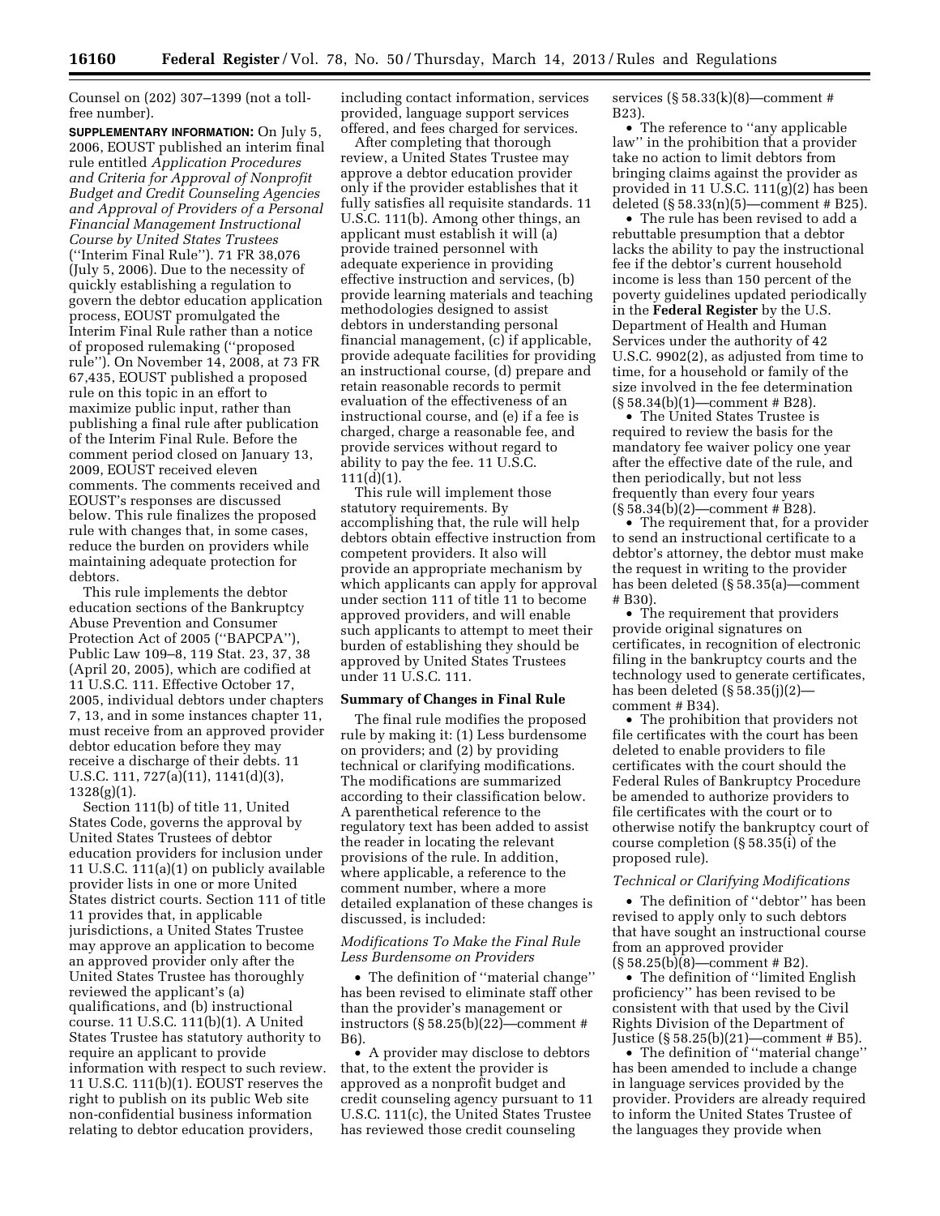Counsel on (202) 307–1399 (not a toll-free number).

**SUPPLEMENTARY INFORMATION:** On July 5, 2006, EOUST published an interim final rule entitled *Application Procedures and Criteria for Approval of Nonprofit Budget and Credit Counseling Agencies and Approval of Providers of a Personal Financial Management Instructional Course by United States Trustees* (''Interim Final Rule''). 71 FR 38,076 (July 5, 2006). Due to the necessity of quickly establishing a regulation to govern the debtor education application process, EOUST promulgated the Interim Final Rule rather than a notice of proposed rulemaking (''proposed rule''). On November 14, 2008, at 73 FR 67,435, EOUST published a proposed rule on this topic in an effort to maximize public input, rather than publishing a final rule after publication of the Interim Final Rule. Before the comment period closed on January 13, 2009, EOUST received eleven comments. The comments received and EOUST's responses are discussed below. This rule finalizes the proposed rule with changes that, in some cases, reduce the burden on providers while maintaining adequate protection for debtors.

This rule implements the debtor education sections of the Bankruptcy Abuse Prevention and Consumer Protection Act of 2005 (''BAPCPA''), Public Law 109–8, 119 Stat. 23, 37, 38 (April 20, 2005), which are codified at 11 U.S.C. 111. Effective October 17, 2005, individual debtors under chapters 7, 13, and in some instances chapter 11, must receive from an approved provider debtor education before they may receive a discharge of their debts. 11 U.S.C. 111, 727(a)(11), 1141(d)(3), 1328(g)(1).

Section 111(b) of title 11, United States Code, governs the approval by United States Trustees of debtor education providers for inclusion under 11 U.S.C. 111(a)(1) on publicly available provider lists in one or more United States district courts. Section 111 of title 11 provides that, in applicable jurisdictions, a United States Trustee may approve an application to become an approved provider only after the United States Trustee has thoroughly reviewed the applicant's (a) qualifications, and (b) instructional course. 11 U.S.C. 111(b)(1). A United States Trustee has statutory authority to require an applicant to provide information with respect to such review. 11 U.S.C. 111(b)(1). EOUST reserves the right to publish on its public Web site non-confidential business information relating to debtor education providers, including contact information, services provided, language support services offered, and fees charged for services.

After completing that thorough review, a United States Trustee may approve a debtor education provider only if the provider establishes that it fully satisfies all requisite standards. 11 U.S.C. 111(b). Among other things, an applicant must establish it will (a) provide trained personnel with adequate experience in providing effective instruction and services, (b) provide learning materials and teaching methodologies designed to assist debtors in understanding personal financial management, (c) if applicable, provide adequate facilities for providing an instructional course, (d) prepare and retain reasonable records to permit evaluation of the effectiveness of an instructional course, and (e) if a fee is charged, charge a reasonable fee, and provide services without regard to ability to pay the fee. 11 U.S.C. 111(d)(1).

This rule will implement those statutory requirements. By accomplishing that, the rule will help debtors obtain effective instruction from competent providers. It also will provide an appropriate mechanism by which applicants can apply for approval under section 111 of title 11 to become approved providers, and will enable such applicants to attempt to meet their burden of establishing they should be approved by United States Trustees under 11 U.S.C. 111.

**Summary of Changes in Final Rule**

The final rule modifies the proposed rule by making it: (1) Less burdensome on providers; and (2) by providing technical or clarifying modifications. The modifications are summarized according to their classification below. A parenthetical reference to the regulatory text has been added to assist the reader in locating the relevant provisions of the rule. In addition, where applicable, a reference to the comment number, where a more detailed explanation of these changes is discussed, is included:

*Modifications To Make the Final Rule Less Burdensome on Providers*

- The definition of ''material change'' has been revised to eliminate staff other than the provider's management or instructors (§ 58.25(b)(22)—comment # B6).
- A provider may disclose to debtors that, to the extent the provider is approved as a nonprofit budget and credit counseling agency pursuant to 11 U.S.C. 111(c), the United States Trustee has reviewed those credit counseling services (§ 58.33(k)(8)—comment # B23).
- The reference to ''any applicable law'' in the prohibition that a provider take no action to limit debtors from bringing claims against the provider as provided in 11 U.S.C. 111(g)(2) has been deleted (§ 58.33(n)(5)—comment # B25).
- The rule has been revised to add a rebuttable presumption that a debtor lacks the ability to pay the instructional fee if the debtor's current household income is less than 150 percent of the poverty guidelines updated periodically in the **Federal Register** by the U.S. Department of Health and Human Services under the authority of 42 U.S.C. 9902(2), as adjusted from time to time, for a household or family of the size involved in the fee determination (§ 58.34(b)(1)—comment # B28).
- The United States Trustee is required to review the basis for the mandatory fee waiver policy one year after the effective date of the rule, and then periodically, but not less frequently than every four years (§ 58.34(b)(2)—comment # B28).
- The requirement that, for a provider to send an instructional certificate to a debtor's attorney, the debtor must make the request in writing to the provider has been deleted (§ 58.35(a)—comment # B30).
- The requirement that providers provide original signatures on certificates, in recognition of electronic filing in the bankruptcy courts and the technology used to generate certificates, has been deleted (§ 58.35(j)(2)—comment # B34).
- The prohibition that providers not file certificates with the court has been deleted to enable providers to file certificates with the court should the Federal Rules of Bankruptcy Procedure be amended to authorize providers to file certificates with the court or to otherwise notify the bankruptcy court of course completion (§ 58.35(i) of the proposed rule).

*Technical or Clarifying Modifications*

- The definition of ''debtor'' has been revised to apply only to such debtors that have sought an instructional course from an approved provider (§ 58.25(b)(8)—comment # B2).
- The definition of ''limited English proficiency'' has been revised to be consistent with that used by the Civil Rights Division of the Department of Justice (§ 58.25(b)(21)—comment # B5).
- The definition of ''material change'' has been amended to include a change in language services provided by the provider. Providers are already required to inform the United States Trustee of the languages they provide when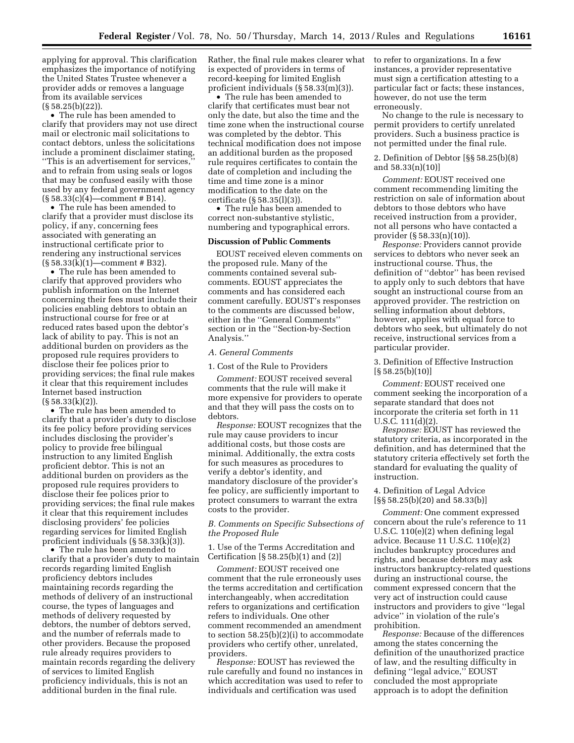applying for approval. This clarification emphasizes the importance of notifying the United States Trustee whenever a provider adds or removes a language from its available services (§ 58.25(b)(22)).

- The rule has been amended to clarify that providers may not use direct mail or electronic mail solicitations to contact debtors, unless the solicitations include a prominent disclaimer stating, ''This is an advertisement for services,'' and to refrain from using seals or logos that may be confused easily with those used by any federal government agency (§ 58.33(c)(4)—comment # B14).
- The rule has been amended to clarify that a provider must disclose its policy, if any, concerning fees associated with generating an instructional certificate prior to rendering any instructional services (§ 58.33(k)(1)—comment # B32).
- The rule has been amended to clarify that approved providers who publish information on the Internet concerning their fees must include their policies enabling debtors to obtain an instructional course for free or at reduced rates based upon the debtor's lack of ability to pay. This is not an additional burden on providers as the proposed rule requires providers to disclose their fee polices prior to providing services; the final rule makes it clear that this requirement includes Internet based instruction (§ 58.33(k)(2)).
- The rule has been amended to clarify that a provider's duty to disclose its fee policy before providing services includes disclosing the provider's policy to provide free bilingual instruction to any limited English proficient debtor. This is not an additional burden on providers as the proposed rule requires providers to disclose their fee polices prior to providing services; the final rule makes it clear that this requirement includes disclosing providers' fee policies regarding services for limited English proficient individuals (§ 58.33(k)(3)).
- The rule has been amended to clarify that a provider's duty to maintain records regarding limited English proficiency debtors includes maintaining records regarding the methods of delivery of an instructional course, the types of languages and methods of delivery requested by debtors, the number of debtors served, and the number of referrals made to other providers. Because the proposed rule already requires providers to maintain records regarding the delivery of services to limited English proficiency individuals, this is not an additional burden in the final rule. Rather, the final rule makes clearer what is expected of providers in terms of record-keeping for limited English proficient individuals (§ 58.33(m)(3)).
- The rule has been amended to clarify that certificates must bear not only the date, but also the time and the time zone when the instructional course was completed by the debtor. This technical modification does not impose an additional burden as the proposed rule requires certificates to contain the date of completion and including the time and time zone is a minor modification to the date on the certificate (§ 58.35(l)(3)).
- The rule has been amended to correct non-substantive stylistic, numbering and typographical errors.

**Discussion of Public Comments**

EOUST received eleven comments on the proposed rule. Many of the comments contained several sub-comments. EOUST appreciates the comments and has considered each comment carefully. EOUST's responses to the comments are discussed below, either in the ''General Comments'' section or in the ''Section-by-Section Analysis.''

*A. General Comments*

1. Cost of the Rule to Providers

*Comment:* EOUST received several comments that the rule will make it more expensive for providers to operate and that they will pass the costs on to debtors.

*Response:* EOUST recognizes that the rule may cause providers to incur additional costs, but those costs are minimal. Additionally, the extra costs for such measures as procedures to verify a debtor's identity, and mandatory disclosure of the provider's fee policy, are sufficiently important to protect consumers to warrant the extra costs to the provider.

*B. Comments on Specific Subsections of the Proposed Rule*

1. Use of the Terms Accreditation and Certification [§ 58.25(b)(1) and (2)]

*Comment:* EOUST received one comment that the rule erroneously uses the terms accreditation and certification interchangeably, when accreditation refers to organizations and certification refers to individuals. One other comment recommended an amendment to section 58.25(b)(2)(i) to accommodate providers who certify other, unrelated, providers.

*Response:* EOUST has reviewed the rule carefully and found no instances in which accreditation was used to refer to individuals and certification was used to refer to organizations. In a few instances, a provider representative must sign a certification attesting to a particular fact or facts; these instances, however, do not use the term erroneously.

No change to the rule is necessary to permit providers to certify unrelated providers. Such a business practice is not permitted under the final rule.

2. Definition of Debtor [§§ 58.25(b)(8) and 58.33(n)(10)]

*Comment:* EOUST received one comment recommending limiting the restriction on sale of information about debtors to those debtors who have received instruction from a provider, not all persons who have contacted a provider (§ 58.33(n)(10)).

*Response:* Providers cannot provide services to debtors who never seek an instructional course. Thus, the definition of ''debtor'' has been revised to apply only to such debtors that have sought an instructional course from an approved provider. The restriction on selling information about debtors, however, applies with equal force to debtors who seek, but ultimately do not receive, instructional services from a particular provider.

3. Definition of Effective Instruction [§ 58.25(b)(10)]

*Comment:* EOUST received one comment seeking the incorporation of a separate standard that does not incorporate the criteria set forth in 11 U.S.C. 111(d)(2).

*Response:* EOUST has reviewed the statutory criteria, as incorporated in the definition, and has determined that the statutory criteria effectively set forth the standard for evaluating the quality of instruction.

4. Definition of Legal Advice [§§ 58.25(b)(20) and 58.33(b)]

*Comment:* One comment expressed concern about the rule's reference to 11 U.S.C. 110(e)(2) when defining legal advice. Because 11 U.S.C. 110(e)(2) includes bankruptcy procedures and rights, and because debtors may ask instructors bankruptcy-related questions during an instructional course, the comment expressed concern that the very act of instruction could cause instructors and providers to give ''legal advice'' in violation of the rule's prohibition.

*Response:* Because of the differences among the states concerning the definition of the unauthorized practice of law, and the resulting difficulty in defining ''legal advice,'' EOUST concluded the most appropriate approach is to adopt the definition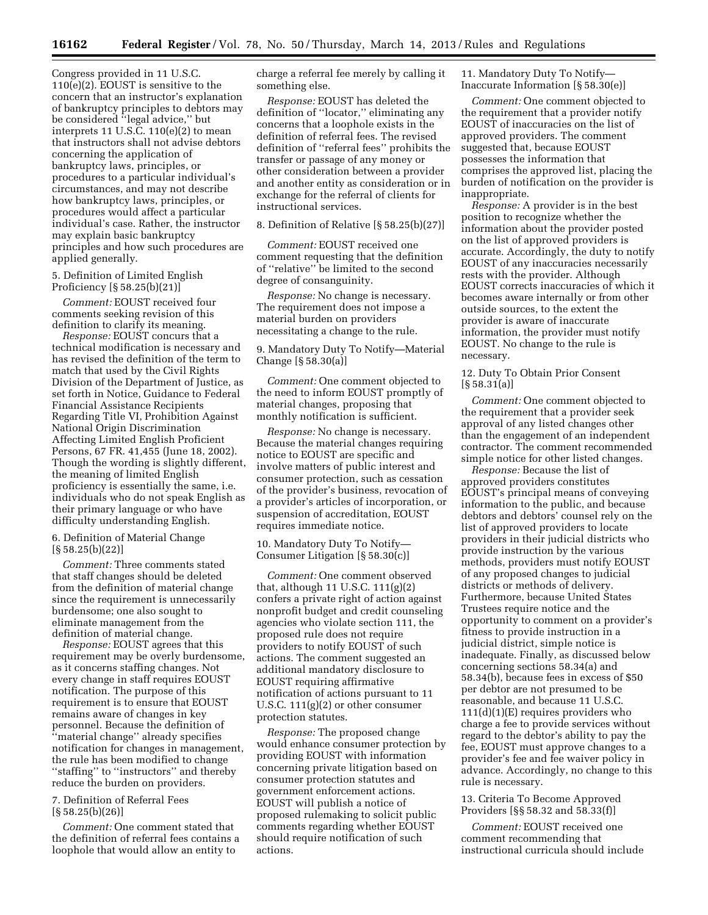Congress provided in 11 U.S.C. 110(e)(2). EOUST is sensitive to the concern that an instructor's explanation of bankruptcy principles to debtors may be considered ''legal advice,'' but interprets 11 U.S.C. 110(e)(2) to mean that instructors shall not advise debtors concerning the application of bankruptcy laws, principles, or procedures to a particular individual's circumstances, and may not describe how bankruptcy laws, principles, or procedures would affect a particular individual's case. Rather, the instructor may explain basic bankruptcy principles and how such procedures are applied generally.

5. Definition of Limited English Proficiency [§ 58.25(b)(21)]

*Comment:* EOUST received four comments seeking revision of this definition to clarify its meaning.

*Response:* EOUST concurs that a technical modification is necessary and has revised the definition of the term to match that used by the Civil Rights Division of the Department of Justice, as set forth in Notice, Guidance to Federal Financial Assistance Recipients Regarding Title VI, Prohibition Against National Origin Discrimination Affecting Limited English Proficient Persons, 67 FR. 41,455 (June 18, 2002). Though the wording is slightly different, the meaning of limited English proficiency is essentially the same, i.e. individuals who do not speak English as their primary language or who have difficulty understanding English.

6. Definition of Material Change [§ 58.25(b)(22)]

*Comment:* Three comments stated that staff changes should be deleted from the definition of material change since the requirement is unnecessarily burdensome; one also sought to eliminate management from the definition of material change.

*Response:* EOUST agrees that this requirement may be overly burdensome, as it concerns staffing changes. Not every change in staff requires EOUST notification. The purpose of this requirement is to ensure that EOUST remains aware of changes in key personnel. Because the definition of ''material change'' already specifies notification for changes in management, the rule has been modified to change ''staffing'' to ''instructors'' and thereby reduce the burden on providers.

7. Definition of Referral Fees [§ 58.25(b)(26)]

*Comment:* One comment stated that the definition of referral fees contains a loophole that would allow an entity to charge a referral fee merely by calling it something else.

*Response:* EOUST has deleted the definition of ''locator,'' eliminating any concerns that a loophole exists in the definition of referral fees. The revised definition of ''referral fees'' prohibits the transfer or passage of any money or other consideration between a provider and another entity as consideration or in exchange for the referral of clients for instructional services.

8. Definition of Relative [§ 58.25(b)(27)]

*Comment:* EOUST received one comment requesting that the definition of ''relative'' be limited to the second degree of consanguinity.

*Response:* No change is necessary. The requirement does not impose a material burden on providers necessitating a change to the rule.

9. Mandatory Duty To Notify—Material Change [§ 58.30(a)]

*Comment:* One comment objected to the need to inform EOUST promptly of material changes, proposing that monthly notification is sufficient.

*Response:* No change is necessary. Because the material changes requiring notice to EOUST are specific and involve matters of public interest and consumer protection, such as cessation of the provider's business, revocation of a provider's articles of incorporation, or suspension of accreditation, EOUST requires immediate notice.

10. Mandatory Duty To Notify—Consumer Litigation [§ 58.30(c)]

*Comment:* One comment observed that, although 11 U.S.C. 111(g)(2) confers a private right of action against nonprofit budget and credit counseling agencies who violate section 111, the proposed rule does not require providers to notify EOUST of such actions. The comment suggested an additional mandatory disclosure to EOUST requiring affirmative notification of actions pursuant to 11 U.S.C. 111(g)(2) or other consumer protection statutes.

*Response:* The proposed change would enhance consumer protection by providing EOUST with information concerning private litigation based on consumer protection statutes and government enforcement actions. EOUST will publish a notice of proposed rulemaking to solicit public comments regarding whether EOUST should require notification of such actions.

11. Mandatory Duty To Notify—Inaccurate Information [§ 58.30(e)]

*Comment:* One comment objected to the requirement that a provider notify EOUST of inaccuracies on the list of approved providers. The comment suggested that, because EOUST possesses the information that comprises the approved list, placing the burden of notification on the provider is inappropriate.

*Response:* A provider is in the best position to recognize whether the information about the provider posted on the list of approved providers is accurate. Accordingly, the duty to notify EOUST of any inaccuracies necessarily rests with the provider. Although EOUST corrects inaccuracies of which it becomes aware internally or from other outside sources, to the extent the provider is aware of inaccurate information, the provider must notify EOUST. No change to the rule is necessary.

12. Duty To Obtain Prior Consent [§ 58.31(a)]

*Comment:* One comment objected to the requirement that a provider seek approval of any listed changes other than the engagement of an independent contractor. The comment recommended simple notice for other listed changes.

*Response:* Because the list of approved providers constitutes EOUST's principal means of conveying information to the public, and because debtors and debtors' counsel rely on the list of approved providers to locate providers in their judicial districts who provide instruction by the various methods, providers must notify EOUST of any proposed changes to judicial districts or methods of delivery. Furthermore, because United States Trustees require notice and the opportunity to comment on a provider's fitness to provide instruction in a judicial district, simple notice is inadequate. Finally, as discussed below concerning sections 58.34(a) and 58.34(b), because fees in excess of $50 per debtor are not presumed to be reasonable, and because 11 U.S.C. 111(d)(1)(E) requires providers who charge a fee to provide services without regard to the debtor's ability to pay the fee, EOUST must approve changes to a provider's fee and fee waiver policy in advance. Accordingly, no change to this rule is necessary.

13. Criteria To Become Approved Providers [§§ 58.32 and 58.33(f)]

*Comment:* EOUST received one comment recommending that instructional curricula should include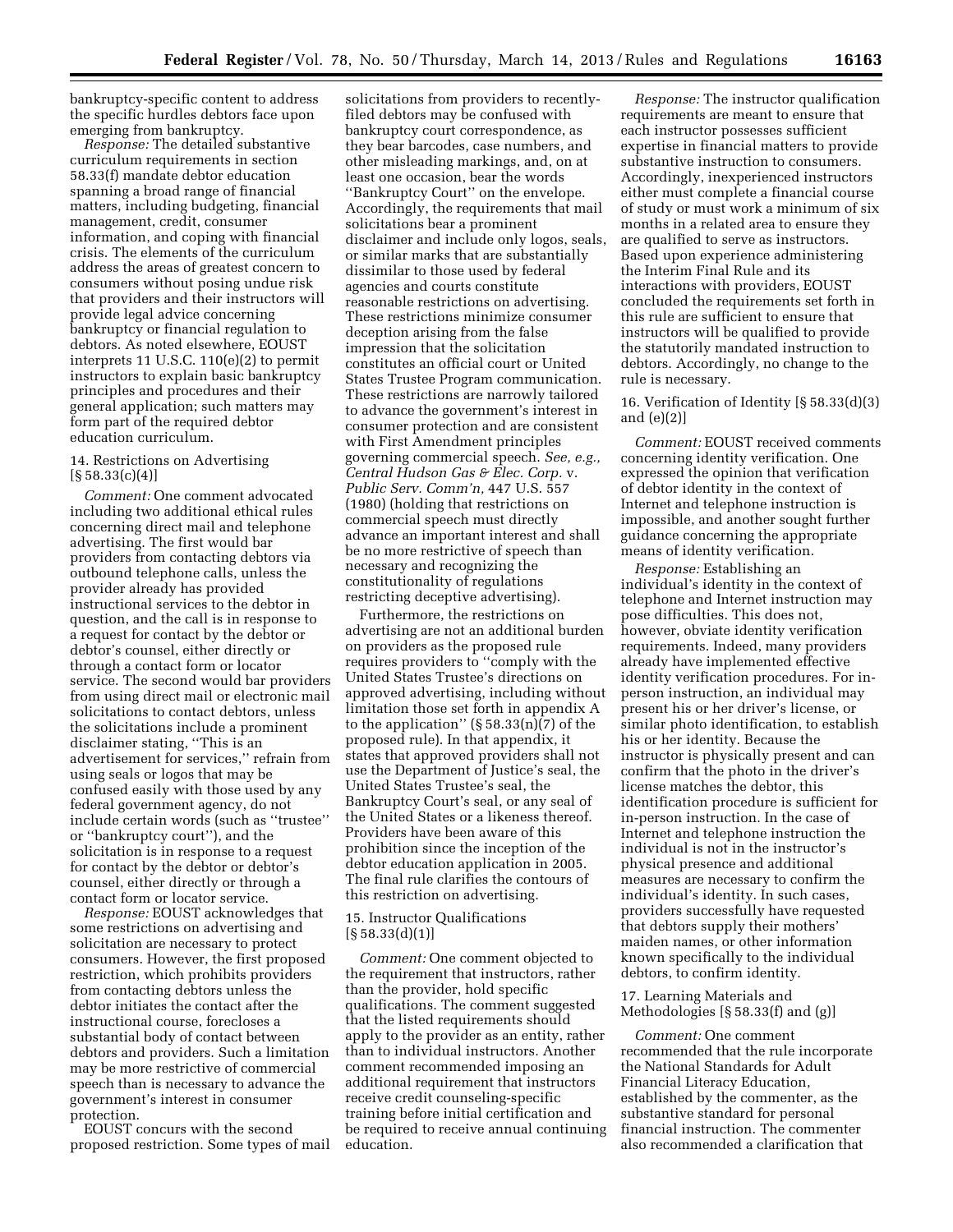bankruptcy-specific content to address the specific hurdles debtors face upon emerging from bankruptcy.

*Response:* The detailed substantive curriculum requirements in section 58.33(f) mandate debtor education spanning a broad range of financial matters, including budgeting, financial management, credit, consumer information, and coping with financial crisis. The elements of the curriculum address the areas of greatest concern to consumers without posing undue risk that providers and their instructors will provide legal advice concerning bankruptcy or financial regulation to debtors. As noted elsewhere, EOUST interprets 11 U.S.C. 110(e)(2) to permit instructors to explain basic bankruptcy principles and procedures and their general application; such matters may form part of the required debtor education curriculum.

14. Restrictions on Advertising [§ 58.33(c)(4)]

*Comment:* One comment advocated including two additional ethical rules concerning direct mail and telephone advertising. The first would bar providers from contacting debtors via outbound telephone calls, unless the provider already has provided instructional services to the debtor in question, and the call is in response to a request for contact by the debtor or debtor's counsel, either directly or through a contact form or locator service. The second would bar providers from using direct mail or electronic mail solicitations to contact debtors, unless the solicitations include a prominent disclaimer stating, ''This is an advertisement for services,'' refrain from using seals or logos that may be confused easily with those used by any federal government agency, do not include certain words (such as ''trustee'' or ''bankruptcy court''), and the solicitation is in response to a request for contact by the debtor or debtor's counsel, either directly or through a contact form or locator service.

*Response:* EOUST acknowledges that some restrictions on advertising and solicitation are necessary to protect consumers. However, the first proposed restriction, which prohibits providers from contacting debtors unless the debtor initiates the contact after the instructional course, forecloses a substantial body of contact between debtors and providers. Such a limitation may be more restrictive of commercial speech than is necessary to advance the government's interest in consumer protection.

EOUST concurs with the second proposed restriction. Some types of mail solicitations from providers to recently-filed debtors may be confused with bankruptcy court correspondence, as they bear barcodes, case numbers, and other misleading markings, and, on at least one occasion, bear the words ''Bankruptcy Court'' on the envelope. Accordingly, the requirements that mail solicitations bear a prominent disclaimer and include only logos, seals, or similar marks that are substantially dissimilar to those used by federal agencies and courts constitute reasonable restrictions on advertising. These restrictions minimize consumer deception arising from the false impression that the solicitation constitutes an official court or United States Trustee Program communication. These restrictions are narrowly tailored to advance the government's interest in consumer protection and are consistent with First Amendment principles governing commercial speech. *See, e.g., Central Hudson Gas & Elec. Corp.* v. *Public Serv. Comm'n,* 447 U.S. 557 (1980) (holding that restrictions on commercial speech must directly advance an important interest and shall be no more restrictive of speech than necessary and recognizing the constitutionality of regulations restricting deceptive advertising).

Furthermore, the restrictions on advertising are not an additional burden on providers as the proposed rule requires providers to ''comply with the United States Trustee's directions on approved advertising, including without limitation those set forth in appendix A to the application'' (§ 58.33(n)(7) of the proposed rule). In that appendix, it states that approved providers shall not use the Department of Justice's seal, the United States Trustee's seal, the Bankruptcy Court's seal, or any seal of the United States or a likeness thereof. Providers have been aware of this prohibition since the inception of the debtor education application in 2005. The final rule clarifies the contours of this restriction on advertising.

15. Instructor Qualifications [§ 58.33(d)(1)]

*Comment:* One comment objected to the requirement that instructors, rather than the provider, hold specific qualifications. The comment suggested that the listed requirements should apply to the provider as an entity, rather than to individual instructors. Another comment recommended imposing an additional requirement that instructors receive credit counseling-specific training before initial certification and be required to receive annual continuing education.

*Response:* The instructor qualification requirements are meant to ensure that each instructor possesses sufficient expertise in financial matters to provide substantive instruction to consumers. Accordingly, inexperienced instructors either must complete a financial course of study or must work a minimum of six months in a related area to ensure they are qualified to serve as instructors. Based upon experience administering the Interim Final Rule and its interactions with providers, EOUST concluded the requirements set forth in this rule are sufficient to ensure that instructors will be qualified to provide the statutorily mandated instruction to debtors. Accordingly, no change to the rule is necessary.

16. Verification of Identity [§ 58.33(d)(3) and (e)(2)]

*Comment:* EOUST received comments concerning identity verification. One expressed the opinion that verification of debtor identity in the context of Internet and telephone instruction is impossible, and another sought further guidance concerning the appropriate means of identity verification.

*Response:* Establishing an individual's identity in the context of telephone and Internet instruction may pose difficulties. This does not, however, obviate identity verification requirements. Indeed, many providers already have implemented effective identity verification procedures. For in-person instruction, an individual may present his or her driver's license, or similar photo identification, to establish his or her identity. Because the instructor is physically present and can confirm that the photo in the driver's license matches the debtor, this identification procedure is sufficient for in-person instruction. In the case of Internet and telephone instruction the individual is not in the instructor's physical presence and additional measures are necessary to confirm the individual's identity. In such cases, providers successfully have requested that debtors supply their mothers' maiden names, or other information known specifically to the individual debtors, to confirm identity.

17. Learning Materials and Methodologies [§ 58.33(f) and (g)]

*Comment:* One comment recommended that the rule incorporate the National Standards for Adult Financial Literacy Education, established by the commenter, as the substantive standard for personal financial instruction. The commenter also recommended a clarification that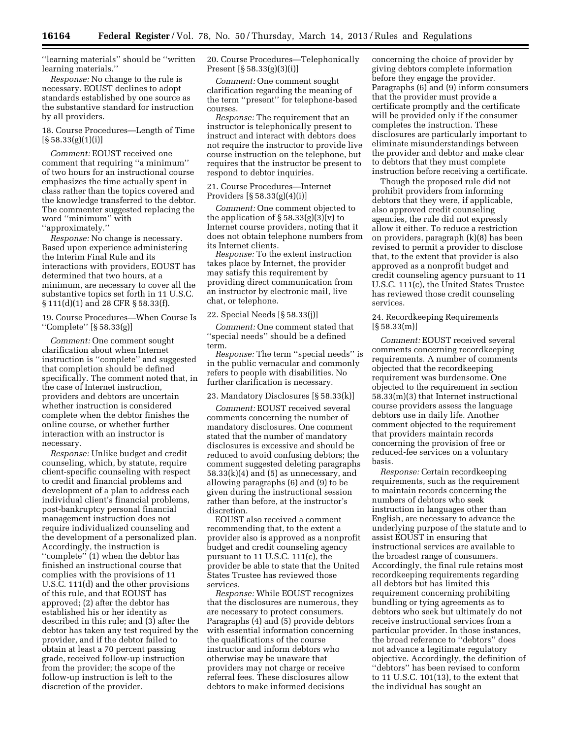''learning materials'' should be ''written learning materials.''

*Response:* No change to the rule is necessary. EOUST declines to adopt standards established by one source as the substantive standard for instruction by all providers.

18. Course Procedures—Length of Time [§ 58.33(g)(1)(i)]

*Comment:* EOUST received one comment that requiring ''a minimum'' of two hours for an instructional course emphasizes the time actually spent in class rather than the topics covered and the knowledge transferred to the debtor. The commenter suggested replacing the word ''minimum'' with ''approximately.''

*Response:* No change is necessary. Based upon experience administering the Interim Final Rule and its interactions with providers, EOUST has determined that two hours, at a minimum, are necessary to cover all the substantive topics set forth in 11 U.S.C. § 111(d)(1) and 28 CFR § 58.33(f).

19. Course Procedures—When Course Is ''Complete'' [§ 58.33(g)]

*Comment:* One comment sought clarification about when Internet instruction is ''complete'' and suggested that completion should be defined specifically. The comment noted that, in the case of Internet instruction, providers and debtors are uncertain whether instruction is considered complete when the debtor finishes the online course, or whether further interaction with an instructor is necessary.

*Response:* Unlike budget and credit counseling, which, by statute, require client-specific counseling with respect to credit and financial problems and development of a plan to address each individual client's financial problems, post-bankruptcy personal financial management instruction does not require individualized counseling and the development of a personalized plan. Accordingly, the instruction is ''complete'' (1) when the debtor has finished an instructional course that complies with the provisions of 11 U.S.C. 111(d) and the other provisions of this rule, and that EOUST has approved; (2) after the debtor has established his or her identity as described in this rule; and (3) after the debtor has taken any test required by the provider, and if the debtor failed to obtain at least a 70 percent passing grade, received follow-up instruction from the provider; the scope of the follow-up instruction is left to the discretion of the provider.

20. Course Procedures—Telephonically Present [§ 58.33(g)(3)(i)]

*Comment:* One comment sought clarification regarding the meaning of the term ''present'' for telephone-based courses.

*Response:* The requirement that an instructor is telephonically present to instruct and interact with debtors does not require the instructor to provide live course instruction on the telephone, but requires that the instructor be present to respond to debtor inquiries.

21. Course Procedures—Internet Providers [§ 58.33(g)(4)(i)]

*Comment:* One comment objected to the application of § 58.33(g)(3)(v) to Internet course providers, noting that it does not obtain telephone numbers from its Internet clients.

*Response:* To the extent instruction takes place by Internet, the provider may satisfy this requirement by providing direct communication from an instructor by electronic mail, live chat, or telephone.

22. Special Needs [§ 58.33(j)]

*Comment:* One comment stated that ''special needs'' should be a defined term.

*Response:* The term ''special needs'' is in the public vernacular and commonly refers to people with disabilities. No further clarification is necessary.

23. Mandatory Disclosures [§ 58.33(k)]

*Comment:* EOUST received several comments concerning the number of mandatory disclosures. One comment stated that the number of mandatory disclosures is excessive and should be reduced to avoid confusing debtors; the comment suggested deleting paragraphs 58.33(k)(4) and (5) as unnecessary, and allowing paragraphs (6) and (9) to be given during the instructional session rather than before, at the instructor's discretion.

EOUST also received a comment recommending that, to the extent a provider also is approved as a nonprofit budget and credit counseling agency pursuant to 11 U.S.C. 111(c), the provider be able to state that the United States Trustee has reviewed those services.

*Response:* While EOUST recognizes that the disclosures are numerous, they are necessary to protect consumers. Paragraphs (4) and (5) provide debtors with essential information concerning the qualifications of the course instructor and inform debtors who otherwise may be unaware that providers may not charge or receive referral fees. These disclosures allow debtors to make informed decisions concerning the choice of provider by giving debtors complete information before they engage the provider. Paragraphs (6) and (9) inform consumers that the provider must provide a certificate promptly and the certificate will be provided only if the consumer completes the instruction. These disclosures are particularly important to eliminate misunderstandings between the provider and debtor and make clear to debtors that they must complete instruction before receiving a certificate.

Though the proposed rule did not prohibit providers from informing debtors that they were, if applicable, also approved credit counseling agencies, the rule did not expressly allow it either. To reduce a restriction on providers, paragraph (k)(8) has been revised to permit a provider to disclose that, to the extent that provider is also approved as a nonprofit budget and credit counseling agency pursuant to 11 U.S.C. 111(c), the United States Trustee has reviewed those credit counseling services.

24. Recordkeeping Requirements [§ 58.33(m)]

*Comment:* EOUST received several comments concerning recordkeeping requirements. A number of comments objected that the recordkeeping requirement was burdensome. One objected to the requirement in section 58.33(m)(3) that Internet instructional course providers assess the language debtors use in daily life. Another comment objected to the requirement that providers maintain records concerning the provision of free or reduced-fee services on a voluntary basis.

*Response:* Certain recordkeeping requirements, such as the requirement to maintain records concerning the numbers of debtors who seek instruction in languages other than English, are necessary to advance the underlying purpose of the statute and to assist EOUST in ensuring that instructional services are available to the broadest range of consumers. Accordingly, the final rule retains most recordkeeping requirements regarding all debtors but has limited this requirement concerning prohibiting bundling or tying agreements as to debtors who seek but ultimately do not receive instructional services from a particular provider. In those instances, the broad reference to ''debtors'' does not advance a legitimate regulatory objective. Accordingly, the definition of ''debtors'' has been revised to conform to 11 U.S.C. 101(13), to the extent that the individual has sought an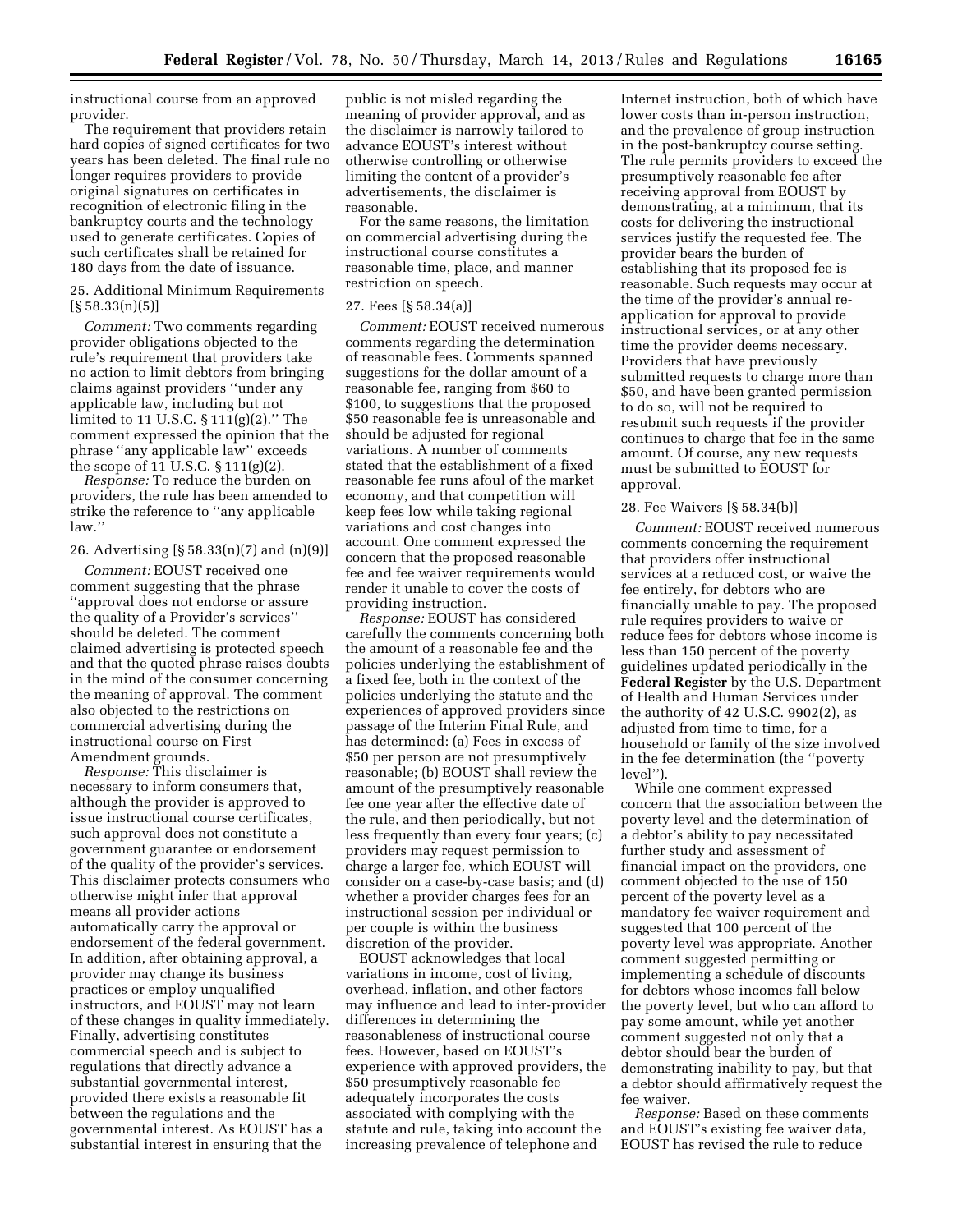instructional course from an approved provider.

The requirement that providers retain hard copies of signed certificates for two years has been deleted. The final rule no longer requires providers to provide original signatures on certificates in recognition of electronic filing in the bankruptcy courts and the technology used to generate certificates. Copies of such certificates shall be retained for 180 days from the date of issuance.

25. Additional Minimum Requirements [§ 58.33(n)(5)]

*Comment:* Two comments regarding provider obligations objected to the rule's requirement that providers take no action to limit debtors from bringing claims against providers ''under any applicable law, including but not limited to 11 U.S.C. § 111(g)(2).'' The comment expressed the opinion that the phrase ''any applicable law'' exceeds the scope of 11 U.S.C. § 111(g)(2).

*Response:* To reduce the burden on providers, the rule has been amended to strike the reference to ''any applicable law.''

26. Advertising [§ 58.33(n)(7) and (n)(9)]

*Comment:* EOUST received one comment suggesting that the phrase ''approval does not endorse or assure the quality of a Provider's services'' should be deleted. The comment claimed advertising is protected speech and that the quoted phrase raises doubts in the mind of the consumer concerning the meaning of approval. The comment also objected to the restrictions on commercial advertising during the instructional course on First Amendment grounds.

*Response:* This disclaimer is necessary to inform consumers that, although the provider is approved to issue instructional course certificates, such approval does not constitute a government guarantee or endorsement of the quality of the provider's services. This disclaimer protects consumers who otherwise might infer that approval means all provider actions automatically carry the approval or endorsement of the federal government. In addition, after obtaining approval, a provider may change its business practices or employ unqualified instructors, and EOUST may not learn of these changes in quality immediately. Finally, advertising constitutes commercial speech and is subject to regulations that directly advance a substantial governmental interest, provided there exists a reasonable fit between the regulations and the governmental interest. As EOUST has a substantial interest in ensuring that the public is not misled regarding the meaning of provider approval, and as the disclaimer is narrowly tailored to advance EOUST's interest without otherwise controlling or otherwise limiting the content of a provider's advertisements, the disclaimer is reasonable.

For the same reasons, the limitation on commercial advertising during the instructional course constitutes a reasonable time, place, and manner restriction on speech.

27. Fees [§ 58.34(a)]

*Comment:* EOUST received numerous comments regarding the determination of reasonable fees. Comments spanned suggestions for the dollar amount of a reasonable fee, ranging from $60 to $100, to suggestions that the proposed $50 reasonable fee is unreasonable and should be adjusted for regional variations. A number of comments stated that the establishment of a fixed reasonable fee runs afoul of the market economy, and that competition will keep fees low while taking regional variations and cost changes into account. One comment expressed the concern that the proposed reasonable fee and fee waiver requirements would render it unable to cover the costs of providing instruction.

*Response:* EOUST has considered carefully the comments concerning both the amount of a reasonable fee and the policies underlying the establishment of a fixed fee, both in the context of the policies underlying the statute and the experiences of approved providers since passage of the Interim Final Rule, and has determined: (a) Fees in excess of $50 per person are not presumptively reasonable; (b) EOUST shall review the amount of the presumptively reasonable fee one year after the effective date of the rule, and then periodically, but not less frequently than every four years; (c) providers may request permission to charge a larger fee, which EOUST will consider on a case-by-case basis; and (d) whether a provider charges fees for an instructional session per individual or per couple is within the business discretion of the provider.

EOUST acknowledges that local variations in income, cost of living, overhead, inflation, and other factors may influence and lead to inter-provider differences in determining the reasonableness of instructional course fees. However, based on EOUST's experience with approved providers, the $50 presumptively reasonable fee adequately incorporates the costs associated with complying with the statute and rule, taking into account the increasing prevalence of telephone and Internet instruction, both of which have lower costs than in-person instruction, and the prevalence of group instruction in the post-bankruptcy course setting. The rule permits providers to exceed the presumptively reasonable fee after receiving approval from EOUST by demonstrating, at a minimum, that its costs for delivering the instructional services justify the requested fee. The provider bears the burden of establishing that its proposed fee is reasonable. Such requests may occur at the time of the provider's annual re-application for approval to provide instructional services, or at any other time the provider deems necessary. Providers that have previously submitted requests to charge more than $50, and have been granted permission to do so, will not be required to resubmit such requests if the provider continues to charge that fee in the same amount. Of course, any new requests must be submitted to EOUST for approval.

28. Fee Waivers [§ 58.34(b)]

*Comment:* EOUST received numerous comments concerning the requirement that providers offer instructional services at a reduced cost, or waive the fee entirely, for debtors who are financially unable to pay. The proposed rule requires providers to waive or reduce fees for debtors whose income is less than 150 percent of the poverty guidelines updated periodically in the **Federal Register** by the U.S. Department of Health and Human Services under the authority of 42 U.S.C. 9902(2), as adjusted from time to time, for a household or family of the size involved in the fee determination (the ''poverty level'').

While one comment expressed concern that the association between the poverty level and the determination of a debtor's ability to pay necessitated further study and assessment of financial impact on the providers, one comment objected to the use of 150 percent of the poverty level as a mandatory fee waiver requirement and suggested that 100 percent of the poverty level was appropriate. Another comment suggested permitting or implementing a schedule of discounts for debtors whose incomes fall below the poverty level, but who can afford to pay some amount, while yet another comment suggested not only that a debtor should bear the burden of demonstrating inability to pay, but that a debtor should affirmatively request the fee waiver.

*Response:* Based on these comments and EOUST's existing fee waiver data, EOUST has revised the rule to reduce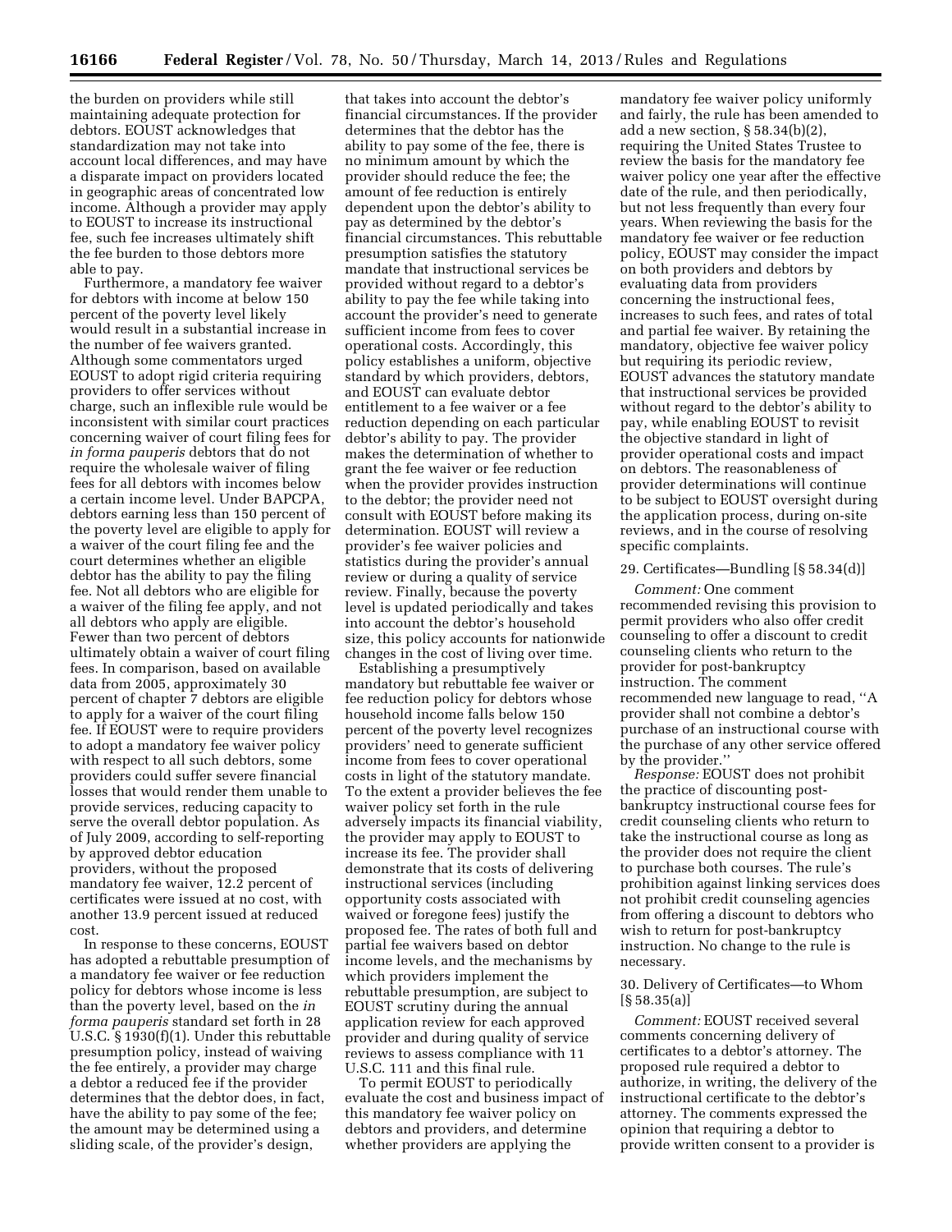the burden on providers while still maintaining adequate protection for debtors. EOUST acknowledges that standardization may not take into account local differences, and may have a disparate impact on providers located in geographic areas of concentrated low income. Although a provider may apply to EOUST to increase its instructional fee, such fee increases ultimately shift the fee burden to those debtors more able to pay.

Furthermore, a mandatory fee waiver for debtors with income at below 150 percent of the poverty level likely would result in a substantial increase in the number of fee waivers granted. Although some commentators urged EOUST to adopt rigid criteria requiring providers to offer services without charge, such an inflexible rule would be inconsistent with similar court practices concerning waiver of court filing fees for *in forma pauperis* debtors that do not require the wholesale waiver of filing fees for all debtors with incomes below a certain income level. Under BAPCPA, debtors earning less than 150 percent of the poverty level are eligible to apply for a waiver of the court filing fee and the court determines whether an eligible debtor has the ability to pay the filing fee. Not all debtors who are eligible for a waiver of the filing fee apply, and not all debtors who apply are eligible. Fewer than two percent of debtors ultimately obtain a waiver of court filing fees. In comparison, based on available data from 2005, approximately 30 percent of chapter 7 debtors are eligible to apply for a waiver of the court filing fee. If EOUST were to require providers to adopt a mandatory fee waiver policy with respect to all such debtors, some providers could suffer severe financial losses that would render them unable to provide services, reducing capacity to serve the overall debtor population. As of July 2009, according to self-reporting by approved debtor education providers, without the proposed mandatory fee waiver, 12.2 percent of certificates were issued at no cost, with another 13.9 percent issued at reduced cost.

In response to these concerns, EOUST has adopted a rebuttable presumption of a mandatory fee waiver or fee reduction policy for debtors whose income is less than the poverty level, based on the *in forma pauperis* standard set forth in 28 U.S.C. § 1930(f)(1). Under this rebuttable presumption policy, instead of waiving the fee entirely, a provider may charge a debtor a reduced fee if the provider determines that the debtor does, in fact, have the ability to pay some of the fee; the amount may be determined using a sliding scale, of the provider's design, that takes into account the debtor's financial circumstances. If the provider determines that the debtor has the ability to pay some of the fee, there is no minimum amount by which the provider should reduce the fee; the amount of fee reduction is entirely dependent upon the debtor's ability to pay as determined by the debtor's financial circumstances. This rebuttable presumption satisfies the statutory mandate that instructional services be provided without regard to a debtor's ability to pay the fee while taking into account the provider's need to generate sufficient income from fees to cover operational costs. Accordingly, this policy establishes a uniform, objective standard by which providers, debtors, and EOUST can evaluate debtor entitlement to a fee waiver or a fee reduction depending on each particular debtor's ability to pay. The provider makes the determination of whether to grant the fee waiver or fee reduction when the provider provides instruction to the debtor; the provider need not consult with EOUST before making its determination. EOUST will review a provider's fee waiver policies and statistics during the provider's annual review or during a quality of service review. Finally, because the poverty level is updated periodically and takes into account the debtor's household size, this policy accounts for nationwide changes in the cost of living over time.

Establishing a presumptively mandatory but rebuttable fee waiver or fee reduction policy for debtors whose household income falls below 150 percent of the poverty level recognizes providers' need to generate sufficient income from fees to cover operational costs in light of the statutory mandate. To the extent a provider believes the fee waiver policy set forth in the rule adversely impacts its financial viability, the provider may apply to EOUST to increase its fee. The provider shall demonstrate that its costs of delivering instructional services (including opportunity costs associated with waived or foregone fees) justify the proposed fee. The rates of both full and partial fee waivers based on debtor income levels, and the mechanisms by which providers implement the rebuttable presumption, are subject to EOUST scrutiny during the annual application review for each approved provider and during quality of service reviews to assess compliance with 11 U.S.C. 111 and this final rule.

To permit EOUST to periodically evaluate the cost and business impact of this mandatory fee waiver policy on debtors and providers, and determine whether providers are applying the mandatory fee waiver policy uniformly and fairly, the rule has been amended to add a new section, § 58.34(b)(2), requiring the United States Trustee to review the basis for the mandatory fee waiver policy one year after the effective date of the rule, and then periodically, but not less frequently than every four years. When reviewing the basis for the mandatory fee waiver or fee reduction policy, EOUST may consider the impact on both providers and debtors by evaluating data from providers concerning the instructional fees, increases to such fees, and rates of total and partial fee waiver. By retaining the mandatory, objective fee waiver policy but requiring its periodic review, EOUST advances the statutory mandate that instructional services be provided without regard to the debtor's ability to pay, while enabling EOUST to revisit the objective standard in light of provider operational costs and impact on debtors. The reasonableness of provider determinations will continue to be subject to EOUST oversight during the application process, during on-site reviews, and in the course of resolving specific complaints.

29. Certificates—Bundling [§ 58.34(d)]

*Comment:* One comment recommended revising this provision to permit providers who also offer credit counseling to offer a discount to credit counseling clients who return to the provider for post-bankruptcy instruction. The comment recommended new language to read, ''A provider shall not combine a debtor's purchase of an instructional course with the purchase of any other service offered by the provider.''

*Response:* EOUST does not prohibit the practice of discounting post-bankruptcy instructional course fees for credit counseling clients who return to take the instructional course as long as the provider does not require the client to purchase both courses. The rule's prohibition against linking services does not prohibit credit counseling agencies from offering a discount to debtors who wish to return for post-bankruptcy instruction. No change to the rule is necessary.

30. Delivery of Certificates—to Whom [§ 58.35(a)]

*Comment:* EOUST received several comments concerning delivery of certificates to a debtor's attorney. The proposed rule required a debtor to authorize, in writing, the delivery of the instructional certificate to the debtor's attorney. The comments expressed the opinion that requiring a debtor to provide written consent to a provider is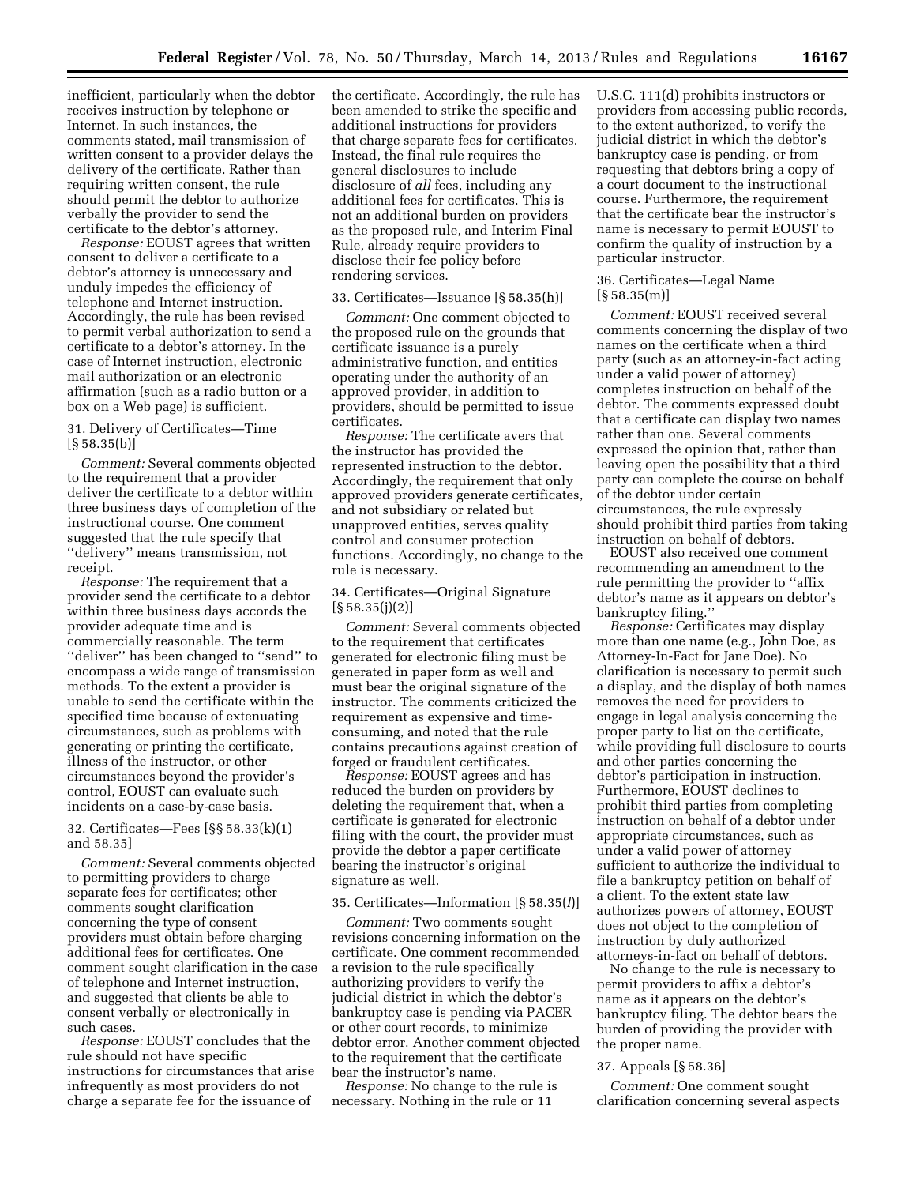inefficient, particularly when the debtor receives instruction by telephone or Internet. In such instances, the comments stated, mail transmission of written consent to a provider delays the delivery of the certificate. Rather than requiring written consent, the rule should permit the debtor to authorize verbally the provider to send the certificate to the debtor's attorney.

*Response:* EOUST agrees that written consent to deliver a certificate to a debtor's attorney is unnecessary and unduly impedes the efficiency of telephone and Internet instruction. Accordingly, the rule has been revised to permit verbal authorization to send a certificate to a debtor's attorney. In the case of Internet instruction, electronic mail authorization or an electronic affirmation (such as a radio button or a box on a Web page) is sufficient.

31. Delivery of Certificates—Time [§ 58.35(b)]

*Comment:* Several comments objected to the requirement that a provider deliver the certificate to a debtor within three business days of completion of the instructional course. One comment suggested that the rule specify that ''delivery'' means transmission, not receipt.

*Response:* The requirement that a provider send the certificate to a debtor within three business days accords the provider adequate time and is commercially reasonable. The term ''deliver'' has been changed to ''send'' to encompass a wide range of transmission methods. To the extent a provider is unable to send the certificate within the specified time because of extenuating circumstances, such as problems with generating or printing the certificate, illness of the instructor, or other circumstances beyond the provider's control, EOUST can evaluate such incidents on a case-by-case basis.

32. Certificates—Fees [§§ 58.33(k)(1) and 58.35]

*Comment:* Several comments objected to permitting providers to charge separate fees for certificates; other comments sought clarification concerning the type of consent providers must obtain before charging additional fees for certificates. One comment sought clarification in the case of telephone and Internet instruction, and suggested that clients be able to consent verbally or electronically in such cases.

*Response:* EOUST concludes that the rule should not have specific instructions for circumstances that arise infrequently as most providers do not charge a separate fee for the issuance of the certificate. Accordingly, the rule has been amended to strike the specific and additional instructions for providers that charge separate fees for certificates. Instead, the final rule requires the general disclosures to include disclosure of *all* fees, including any additional fees for certificates. This is not an additional burden on providers as the proposed rule, and Interim Final Rule, already require providers to disclose their fee policy before rendering services.

33. Certificates—Issuance [§ 58.35(h)]

*Comment:* One comment objected to the proposed rule on the grounds that certificate issuance is a purely administrative function, and entities operating under the authority of an approved provider, in addition to providers, should be permitted to issue certificates.

*Response:* The certificate avers that the instructor has provided the represented instruction to the debtor. Accordingly, the requirement that only approved providers generate certificates, and not subsidiary or related but unapproved entities, serves quality control and consumer protection functions. Accordingly, no change to the rule is necessary.

34. Certificates—Original Signature [§ 58.35(j)(2)]

*Comment:* Several comments objected to the requirement that certificates generated for electronic filing must be generated in paper form as well and must bear the original signature of the instructor. The comments criticized the requirement as expensive and time-consuming, and noted that the rule contains precautions against creation of forged or fraudulent certificates.

*Response:* EOUST agrees and has reduced the burden on providers by deleting the requirement that, when a certificate is generated for electronic filing with the court, the provider must provide the debtor a paper certificate bearing the instructor's original signature as well.

35. Certificates—Information [§ 58.35(*l*)]

*Comment:* Two comments sought revisions concerning information on the certificate. One comment recommended a revision to the rule specifically authorizing providers to verify the judicial district in which the debtor's bankruptcy case is pending via PACER or other court records, to minimize debtor error. Another comment objected to the requirement that the certificate bear the instructor's name.

*Response:* No change to the rule is necessary. Nothing in the rule or 11 U.S.C. 111(d) prohibits instructors or providers from accessing public records, to the extent authorized, to verify the judicial district in which the debtor's bankruptcy case is pending, or from requesting that debtors bring a copy of a court document to the instructional course. Furthermore, the requirement that the certificate bear the instructor's name is necessary to permit EOUST to confirm the quality of instruction by a particular instructor.

36. Certificates—Legal Name [§ 58.35(m)]

*Comment:* EOUST received several comments concerning the display of two names on the certificate when a third party (such as an attorney-in-fact acting under a valid power of attorney) completes instruction on behalf of the debtor. The comments expressed doubt that a certificate can display two names rather than one. Several comments expressed the opinion that, rather than leaving open the possibility that a third party can complete the course on behalf of the debtor under certain circumstances, the rule expressly should prohibit third parties from taking instruction on behalf of debtors.

EOUST also received one comment recommending an amendment to the rule permitting the provider to ''affix debtor's name as it appears on debtor's bankruptcy filing.''

*Response:* Certificates may display more than one name (e.g., John Doe, as Attorney-In-Fact for Jane Doe). No clarification is necessary to permit such a display, and the display of both names removes the need for providers to engage in legal analysis concerning the proper party to list on the certificate, while providing full disclosure to courts and other parties concerning the debtor's participation in instruction. Furthermore, EOUST declines to prohibit third parties from completing instruction on behalf of a debtor under appropriate circumstances, such as under a valid power of attorney sufficient to authorize the individual to file a bankruptcy petition on behalf of a client. To the extent state law authorizes powers of attorney, EOUST does not object to the completion of instruction by duly authorized attorneys-in-fact on behalf of debtors.

No change to the rule is necessary to permit providers to affix a debtor's name as it appears on the debtor's bankruptcy filing. The debtor bears the burden of providing the provider with the proper name.

37. Appeals [§ 58.36]

*Comment:* One comment sought clarification concerning several aspects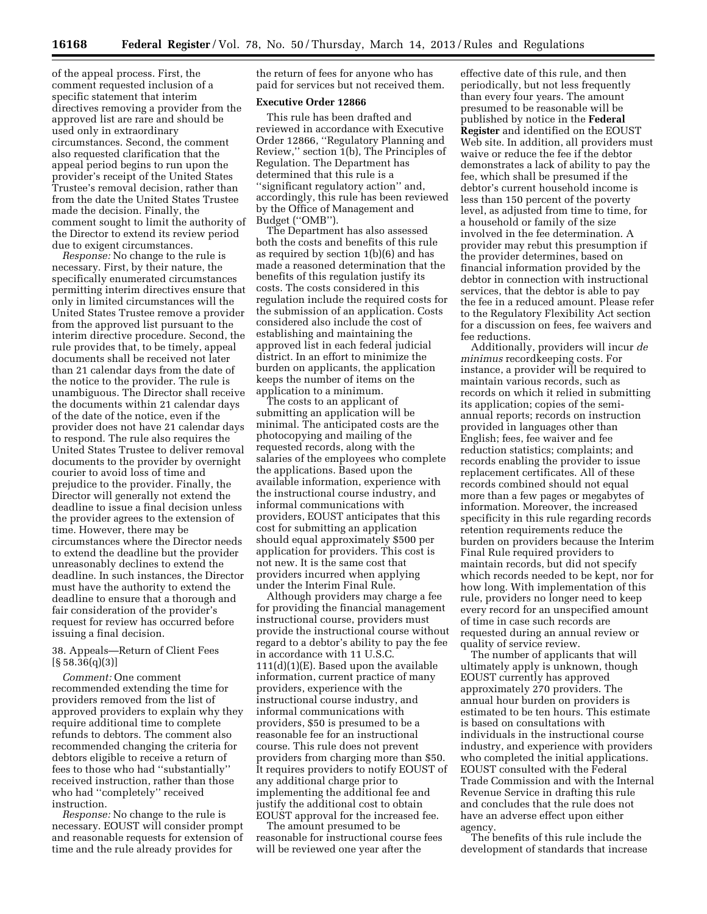of the appeal process. First, the comment requested inclusion of a specific statement that interim directives removing a provider from the approved list are rare and should be used only in extraordinary circumstances. Second, the comment also requested clarification that the appeal period begins to run upon the provider's receipt of the United States Trustee's removal decision, rather than from the date the United States Trustee made the decision. Finally, the comment sought to limit the authority of the Director to extend its review period due to exigent circumstances.

*Response:* No change to the rule is necessary. First, by their nature, the specifically enumerated circumstances permitting interim directives ensure that only in limited circumstances will the United States Trustee remove a provider from the approved list pursuant to the interim directive procedure. Second, the rule provides that, to be timely, appeal documents shall be received not later than 21 calendar days from the date of the notice to the provider. The rule is unambiguous. The Director shall receive the documents within 21 calendar days of the date of the notice, even if the provider does not have 21 calendar days to respond. The rule also requires the United States Trustee to deliver removal documents to the provider by overnight courier to avoid loss of time and prejudice to the provider. Finally, the Director will generally not extend the deadline to issue a final decision unless the provider agrees to the extension of time. However, there may be circumstances where the Director needs to extend the deadline but the provider unreasonably declines to extend the deadline. In such instances, the Director must have the authority to extend the deadline to ensure that a thorough and fair consideration of the provider's request for review has occurred before issuing a final decision.

38. Appeals—Return of Client Fees [§ 58.36(q)(3)]

*Comment:* One comment recommended extending the time for providers removed from the list of approved providers to explain why they require additional time to complete refunds to debtors. The comment also recommended changing the criteria for debtors eligible to receive a return of fees to those who had "substantially" received instruction, rather than those who had "completely" received instruction.

*Response:* No change to the rule is necessary. EOUST will consider prompt and reasonable requests for extension of time and the rule already provides for the return of fees for anyone who has paid for services but not received them.

**Executive Order 12866**

This rule has been drafted and reviewed in accordance with Executive Order 12866, "Regulatory Planning and Review," section 1(b), The Principles of Regulation. The Department has determined that this rule is a "significant regulatory action" and, accordingly, this rule has been reviewed by the Office of Management and Budget ("OMB").

The Department has also assessed both the costs and benefits of this rule as required by section 1(b)(6) and has made a reasoned determination that the benefits of this regulation justify its costs. The costs considered in this regulation include the required costs for the submission of an application. Costs considered also include the cost of establishing and maintaining the approved list in each federal judicial district. In an effort to minimize the burden on applicants, the application keeps the number of items on the application to a minimum.

The costs to an applicant of submitting an application will be minimal. The anticipated costs are the photocopying and mailing of the requested records, along with the salaries of the employees who complete the applications. Based upon the available information, experience with the instructional course industry, and informal communications with providers, EOUST anticipates that this cost for submitting an application should equal approximately $500 per application for providers. This cost is not new. It is the same cost that providers incurred when applying under the Interim Final Rule.

Although providers may charge a fee for providing the financial management instructional course, providers must provide the instructional course without regard to a debtor's ability to pay the fee in accordance with 11 U.S.C. 111(d)(1)(E). Based upon the available information, current practice of many providers, experience with the instructional course industry, and informal communications with providers, $50 is presumed to be a reasonable fee for an instructional course. This rule does not prevent providers from charging more than $50. It requires providers to notify EOUST of any additional charge prior to implementing the additional fee and justify the additional cost to obtain EOUST approval for the increased fee.

The amount presumed to be reasonable for instructional course fees will be reviewed one year after the effective date of this rule, and then periodically, but not less frequently than every four years. The amount presumed to be reasonable will be published by notice in the **Federal Register** and identified on the EOUST Web site. In addition, all providers must waive or reduce the fee if the debtor demonstrates a lack of ability to pay the fee, which shall be presumed if the debtor's current household income is less than 150 percent of the poverty level, as adjusted from time to time, for a household or family of the size involved in the fee determination. A provider may rebut this presumption if the provider determines, based on financial information provided by the debtor in connection with instructional services, that the debtor is able to pay the fee in a reduced amount. Please refer to the Regulatory Flexibility Act section for a discussion on fees, fee waivers and fee reductions.

Additionally, providers will incur *de minimus* recordkeeping costs. For instance, a provider will be required to maintain various records, such as records on which it relied in submitting its application; copies of the semi-annual reports; records on instruction provided in languages other than English; fees, fee waiver and fee reduction statistics; complaints; and records enabling the provider to issue replacement certificates. All of these records combined should not equal more than a few pages or megabytes of information. Moreover, the increased specificity in this rule regarding records retention requirements reduce the burden on providers because the Interim Final Rule required providers to maintain records, but did not specify which records needed to be kept, nor for how long. With implementation of this rule, providers no longer need to keep every record for an unspecified amount of time in case such records are requested during an annual review or quality of service review.

The number of applicants that will ultimately apply is unknown, though EOUST currently has approved approximately 270 providers. The annual hour burden on providers is estimated to be ten hours. This estimate is based on consultations with individuals in the instructional course industry, and experience with providers who completed the initial applications. EOUST consulted with the Federal Trade Commission and with the Internal Revenue Service in drafting this rule and concludes that the rule does not have an adverse effect upon either agency.

The benefits of this rule include the development of standards that increase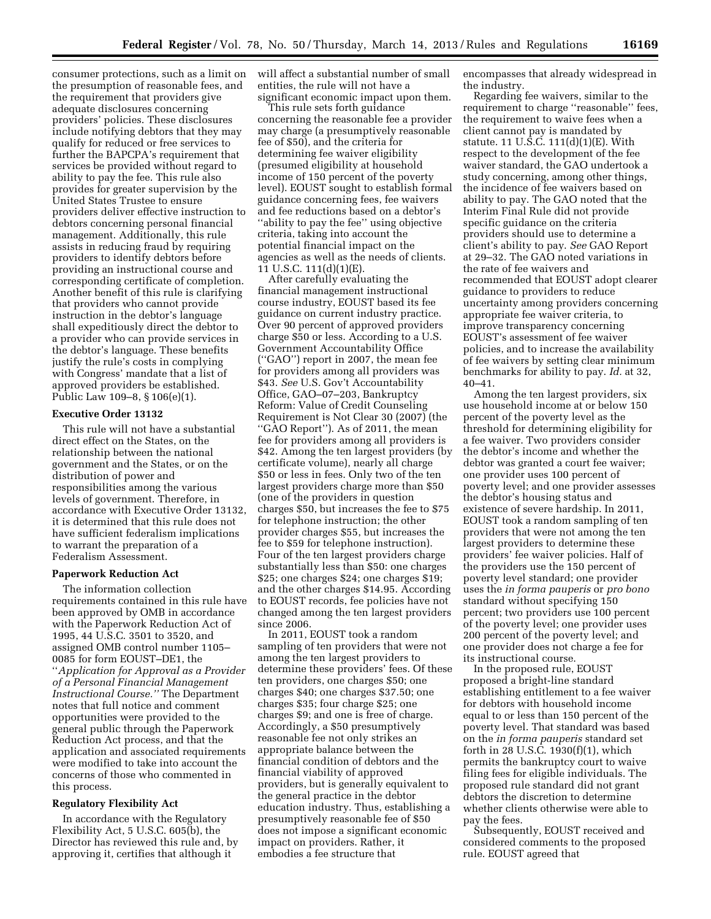consumer protections, such as a limit on the presumption of reasonable fees, and the requirement that providers give adequate disclosures concerning providers' policies. These disclosures include notifying debtors that they may qualify for reduced or free services to further the BAPCPA's requirement that services be provided without regard to ability to pay the fee. This rule also provides for greater supervision by the United States Trustee to ensure providers deliver effective instruction to debtors concerning personal financial management. Additionally, this rule assists in reducing fraud by requiring providers to identify debtors before providing an instructional course and corresponding certificate of completion. Another benefit of this rule is clarifying that providers who cannot provide instruction in the debtor's language shall expeditiously direct the debtor to a provider who can provide services in the debtor's language. These benefits justify the rule's costs in complying with Congress' mandate that a list of approved providers be established. Public Law 109–8, § 106(e)(1).

### Executive Order 13132

This rule will not have a substantial direct effect on the States, on the relationship between the national government and the States, or on the distribution of power and responsibilities among the various levels of government. Therefore, in accordance with Executive Order 13132, it is determined that this rule does not have sufficient federalism implications to warrant the preparation of a Federalism Assessment.

### Paperwork Reduction Act

The information collection requirements contained in this rule have been approved by OMB in accordance with the Paperwork Reduction Act of 1995, 44 U.S.C. 3501 to 3520, and assigned OMB control number 1105–0085 for form EOUST–DE1, the "*Application for Approval as a Provider of a Personal Financial Management Instructional Course.*" The Department notes that full notice and comment opportunities were provided to the general public through the Paperwork Reduction Act process, and that the application and associated requirements were modified to take into account the concerns of those who commented in this process.

### Regulatory Flexibility Act

In accordance with the Regulatory Flexibility Act, 5 U.S.C. 605(b), the Director has reviewed this rule and, by approving it, certifies that although it will affect a substantial number of small entities, the rule will not have a significant economic impact upon them.

This rule sets forth guidance concerning the reasonable fee a provider may charge (a presumptively reasonable fee of $50), and the criteria for determining fee waiver eligibility (presumed eligibility at household income of 150 percent of the poverty level). EOUST sought to establish formal guidance concerning fees, fee waivers and fee reductions based on a debtor's "ability to pay the fee" using objective criteria, taking into account the potential financial impact on the agencies as well as the needs of clients. 11 U.S.C. 111(d)(1)(E).

After carefully evaluating the financial management instructional course industry, EOUST based its fee guidance on current industry practice. Over 90 percent of approved providers charge $50 or less. According to a U.S. Government Accountability Office ("GAO") report in 2007, the mean fee for providers among all providers was $43. *See* U.S. Gov't Accountability Office, GAO–07–203, Bankruptcy Reform: Value of Credit Counseling Requirement is Not Clear 30 (2007) (the "GAO Report"). As of 2011, the mean fee for providers among all providers is $42. Among the ten largest providers (by certificate volume), nearly all charge $50 or less in fees. Only two of the ten largest providers charge more than $50 (one of the providers in question charges $50, but increases the fee to $75 for telephone instruction; the other provider charges $55, but increases the fee to $59 for telephone instruction). Four of the ten largest providers charge substantially less than $50: one charges $25; one charges $24; one charges $19; and the other charges $14.95. According to EOUST records, fee policies have not changed among the ten largest providers since 2006.

In 2011, EOUST took a random sampling of ten providers that were not among the ten largest providers to determine these providers' fees. Of these ten providers, one charges $50; one charges $40; one charges $37.50; one charges $35; four charge $25; one charges $9; and one is free of charge. Accordingly, a $50 presumptively reasonable fee not only strikes an appropriate balance between the financial condition of debtors and the financial viability of approved providers, but is generally equivalent to the general practice in the debtor education industry. Thus, establishing a presumptively reasonable fee of $50 does not impose a significant economic impact on providers. Rather, it embodies a fee structure that encompasses that already widespread in the industry.

Regarding fee waivers, similar to the requirement to charge "reasonable" fees, the requirement to waive fees when a client cannot pay is mandated by statute. 11 U.S.C. 111(d)(1)(E). With respect to the development of the fee waiver standard, the GAO undertook a study concerning, among other things, the incidence of fee waivers based on ability to pay. The GAO noted that the Interim Final Rule did not provide specific guidance on the criteria providers should use to determine a client's ability to pay. *See* GAO Report at 29–32. The GAO noted variations in the rate of fee waivers and recommended that EOUST adopt clearer guidance to providers to reduce uncertainty among providers concerning appropriate fee waiver criteria, to improve transparency concerning EOUST's assessment of fee waiver policies, and to increase the availability of fee waivers by setting clear minimum benchmarks for ability to pay. *Id.* at 32, 40–41.

Among the ten largest providers, six use household income at or below 150 percent of the poverty level as the threshold for determining eligibility for a fee waiver. Two providers consider the debtor's income and whether the debtor was granted a court fee waiver; one provider uses 100 percent of poverty level; and one provider assesses the debtor's housing status and existence of severe hardship. In 2011, EOUST took a random sampling of ten providers that were not among the ten largest providers to determine these providers' fee waiver policies. Half of the providers use the 150 percent of poverty level standard; one provider uses the *in forma pauperis* or *pro bono* standard without specifying 150 percent; two providers use 100 percent of the poverty level; one provider uses 200 percent of the poverty level; and one provider does not charge a fee for its instructional course.

In the proposed rule, EOUST proposed a bright-line standard establishing entitlement to a fee waiver for debtors with household income equal to or less than 150 percent of the poverty level. That standard was based on the *in forma pauperis* standard set forth in 28 U.S.C. 1930(f)(1), which permits the bankruptcy court to waive filing fees for eligible individuals. The proposed rule standard did not grant debtors the discretion to determine whether clients otherwise were able to pay the fees.

Subsequently, EOUST received and considered comments to the proposed rule. EOUST agreed that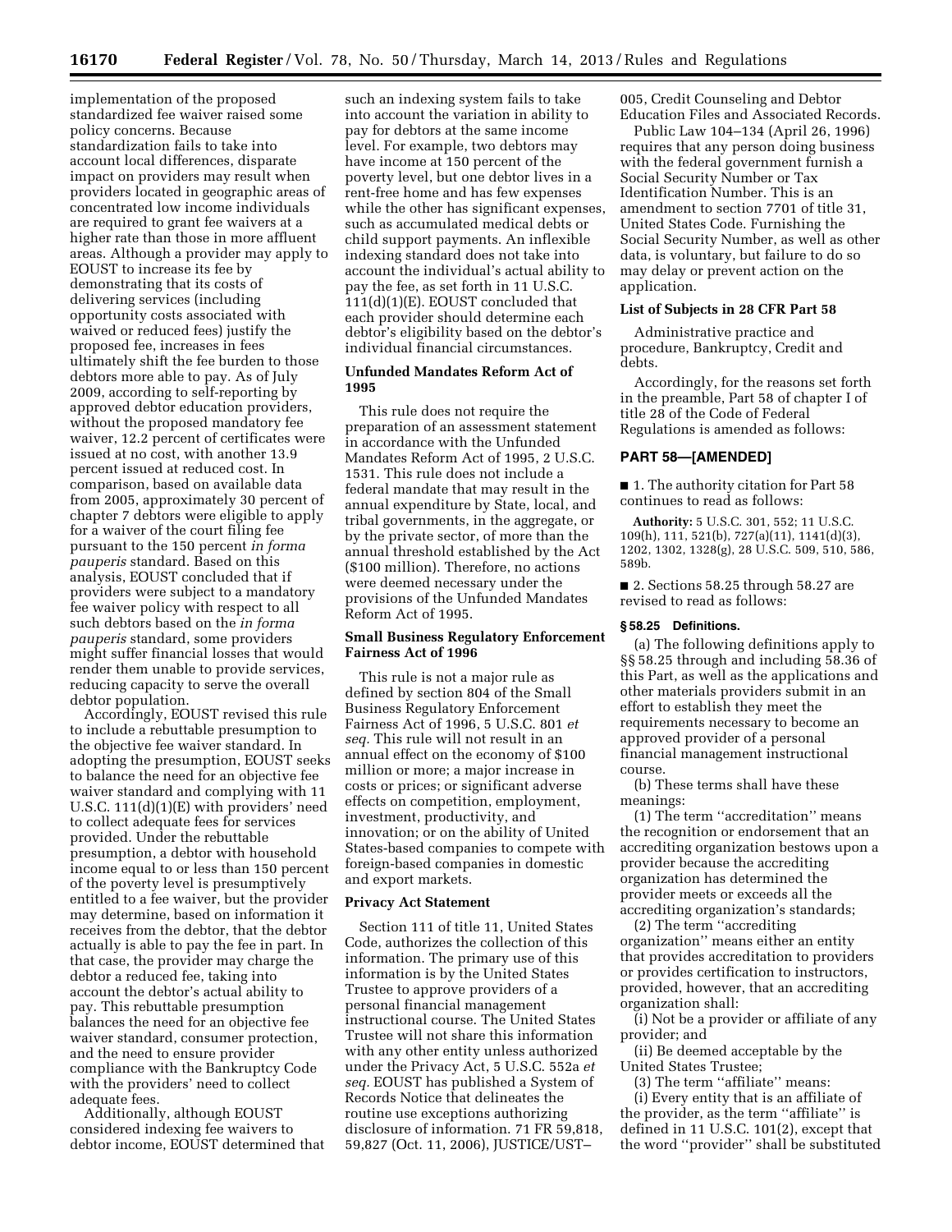implementation of the proposed standardized fee waiver raised some policy concerns. Because standardization fails to take into account local differences, disparate impact on providers may result when providers located in geographic areas of concentrated low income individuals are required to grant fee waivers at a higher rate than those in more affluent areas. Although a provider may apply to EOUST to increase its fee by demonstrating that its costs of delivering services (including opportunity costs associated with waived or reduced fees) justify the proposed fee, increases in fees ultimately shift the fee burden to those debtors more able to pay. As of July 2009, according to self-reporting by approved debtor education providers, without the proposed mandatory fee waiver, 12.2 percent of certificates were issued at no cost, with another 13.9 percent issued at reduced cost. In comparison, based on available data from 2005, approximately 30 percent of chapter 7 debtors were eligible to apply for a waiver of the court filing fee pursuant to the 150 percent *in forma pauperis* standard. Based on this analysis, EOUST concluded that if providers were subject to a mandatory fee waiver policy with respect to all such debtors based on the *in forma pauperis* standard, some providers might suffer financial losses that would render them unable to provide services, reducing capacity to serve the overall debtor population.

Accordingly, EOUST revised this rule to include a rebuttable presumption to the objective fee waiver standard. In adopting the presumption, EOUST seeks to balance the need for an objective fee waiver standard and complying with 11 U.S.C. 111(d)(1)(E) with providers' need to collect adequate fees for services provided. Under the rebuttable presumption, a debtor with household income equal to or less than 150 percent of the poverty level is presumptively entitled to a fee waiver, but the provider may determine, based on information it receives from the debtor, that the debtor actually is able to pay the fee in part. In that case, the provider may charge the debtor a reduced fee, taking into account the debtor's actual ability to pay. This rebuttable presumption balances the need for an objective fee waiver standard, consumer protection, and the need to ensure provider compliance with the Bankruptcy Code with the providers' need to collect adequate fees.

Additionally, although EOUST considered indexing fee waivers to debtor income, EOUST determined that such an indexing system fails to take into account the variation in ability to pay for debtors at the same income level. For example, two debtors may have income at 150 percent of the poverty level, but one debtor lives in a rent-free home and has few expenses while the other has significant expenses, such as accumulated medical debts or child support payments. An inflexible indexing standard does not take into account the individual's actual ability to pay the fee, as set forth in 11 U.S.C. 111(d)(1)(E). EOUST concluded that each provider should determine each debtor's eligibility based on the debtor's individual financial circumstances.

### Unfunded Mandates Reform Act of 1995

This rule does not require the preparation of an assessment statement in accordance with the Unfunded Mandates Reform Act of 1995, 2 U.S.C. 1531. This rule does not include a federal mandate that may result in the annual expenditure by State, local, and tribal governments, in the aggregate, or by the private sector, of more than the annual threshold established by the Act ($100 million). Therefore, no actions were deemed necessary under the provisions of the Unfunded Mandates Reform Act of 1995.

### Small Business Regulatory Enforcement Fairness Act of 1996

This rule is not a major rule as defined by section 804 of the Small Business Regulatory Enforcement Fairness Act of 1996, 5 U.S.C. 801 *et seq.* This rule will not result in an annual effect on the economy of $100 million or more; a major increase in costs or prices; or significant adverse effects on competition, employment, investment, productivity, and innovation; or on the ability of United States-based companies to compete with foreign-based companies in domestic and export markets.

### Privacy Act Statement

Section 111 of title 11, United States Code, authorizes the collection of this information. The primary use of this information is by the United States Trustee to approve providers of a personal financial management instructional course. The United States Trustee will not share this information with any other entity unless authorized under the Privacy Act, 5 U.S.C. 552a *et seq.* EOUST has published a System of Records Notice that delineates the routine use exceptions authorizing disclosure of information. 71 FR 59,818, 59,827 (Oct. 11, 2006), JUSTICE/UST–005, Credit Counseling and Debtor Education Files and Associated Records.

Public Law 104–134 (April 26, 1996) requires that any person doing business with the federal government furnish a Social Security Number or Tax Identification Number. This is an amendment to section 7701 of title 31, United States Code. Furnishing the Social Security Number, as well as other data, is voluntary, but failure to do so may delay or prevent action on the application.

### List of Subjects in 28 CFR Part 58

Administrative practice and procedure, Bankruptcy, Credit and debts.

Accordingly, for the reasons set forth in the preamble, Part 58 of chapter I of title 28 of the Code of Federal Regulations is amended as follows:

## PART 58—[AMENDED]

■ 1. The authority citation for Part 58 continues to read as follows:

**Authority:** 5 U.S.C. 301, 552; 11 U.S.C. 109(h), 111, 521(b), 727(a)(11), 1141(d)(3), 1202, 1302, 1328(g), 28 U.S.C. 509, 510, 586, 589b.

■ 2. Sections 58.25 through 58.27 are revised to read as follows:

### § 58.25 Definitions.

(a) The following definitions apply to §§ 58.25 through and including 58.36 of this Part, as well as the applications and other materials providers submit in an effort to establish they meet the requirements necessary to become an approved provider of a personal financial management instructional course.

(b) These terms shall have these meanings:

(1) The term ''accreditation'' means the recognition or endorsement that an accrediting organization bestows upon a provider because the accrediting organization has determined the provider meets or exceeds all the accrediting organization's standards;

(2) The term ''accrediting organization'' means either an entity that provides accreditation to providers or provides certification to instructors, provided, however, that an accrediting organization shall:

(i) Not be a provider or affiliate of any provider; and

(ii) Be deemed acceptable by the United States Trustee;

(3) The term ''affiliate'' means:

(i) Every entity that is an affiliate of the provider, as the term ''affiliate'' is defined in 11 U.S.C. 101(2), except that the word ''provider'' shall be substituted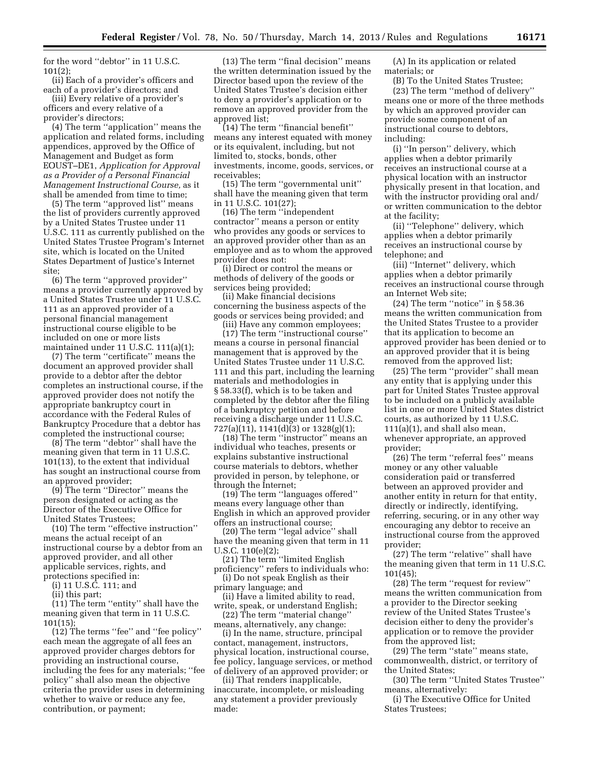for the word ''debtor'' in 11 U.S.C. 101(2);

(ii) Each of a provider's officers and each of a provider's directors; and

(iii) Every relative of a provider's officers and every relative of a provider's directors;

(4) The term ''application'' means the application and related forms, including appendices, approved by the Office of Management and Budget as form EOUST–DE1, *Application for Approval as a Provider of a Personal Financial Management Instructional Course,* as it shall be amended from time to time;

(5) The term ''approved list'' means the list of providers currently approved by a United States Trustee under 11 U.S.C. 111 as currently published on the United States Trustee Program's Internet site, which is located on the United States Department of Justice's Internet site;

(6) The term ''approved provider'' means a provider currently approved by a United States Trustee under 11 U.S.C. 111 as an approved provider of a personal financial management instructional course eligible to be included on one or more lists maintained under 11 U.S.C. 111(a)(1);

(7) The term ''certificate'' means the document an approved provider shall provide to a debtor after the debtor completes an instructional course, if the approved provider does not notify the appropriate bankruptcy court in accordance with the Federal Rules of Bankruptcy Procedure that a debtor has completed the instructional course;

(8) The term ''debtor'' shall have the meaning given that term in 11 U.S.C. 101(13), to the extent that individual has sought an instructional course from an approved provider;

(9) The term ''Director'' means the person designated or acting as the Director of the Executive Office for United States Trustees;

(10) The term ''effective instruction'' means the actual receipt of an instructional course by a debtor from an approved provider, and all other applicable services, rights, and protections specified in:

(i) 11 U.S.C. 111; and

(ii) this part;

(11) The term ''entity'' shall have the meaning given that term in 11 U.S.C. 101(15);

(12) The terms ''fee'' and ''fee policy'' each mean the aggregate of all fees an approved provider charges debtors for providing an instructional course, including the fees for any materials; ''fee policy'' shall also mean the objective criteria the provider uses in determining whether to waive or reduce any fee, contribution, or payment;

(13) The term ''final decision'' means the written determination issued by the Director based upon the review of the United States Trustee's decision either to deny a provider's application or to remove an approved provider from the approved list;

(14) The term ''financial benefit'' means any interest equated with money or its equivalent, including, but not limited to, stocks, bonds, other investments, income, goods, services, or receivables;

(15) The term ''governmental unit'' shall have the meaning given that term in 11 U.S.C. 101(27);

(16) The term ''independent contractor'' means a person or entity who provides any goods or services to an approved provider other than as an employee and as to whom the approved provider does not:

(i) Direct or control the means or methods of delivery of the goods or services being provided;

(ii) Make financial decisions concerning the business aspects of the goods or services being provided; and

(iii) Have any common employees;

(17) The term ''instructional course'' means a course in personal financial management that is approved by the United States Trustee under 11 U.S.C. 111 and this part, including the learning materials and methodologies in § 58.33(f), which is to be taken and completed by the debtor after the filing of a bankruptcy petition and before receiving a discharge under 11 U.S.C. 727(a)(11), 1141(d)(3) or 1328(g)(1);

(18) The term ''instructor'' means an individual who teaches, presents or explains substantive instructional course materials to debtors, whether provided in person, by telephone, or through the Internet;

(19) The term ''languages offered'' means every language other than English in which an approved provider offers an instructional course;

(20) The term ''legal advice'' shall have the meaning given that term in 11 U.S.C. 110(e)(2);

(21) The term ''limited English proficiency'' refers to individuals who:

(i) Do not speak English as their primary language; and

(ii) Have a limited ability to read, write, speak, or understand English;

(22) The term ''material change'' means, alternatively, any change:

(i) In the name, structure, principal contact, management, instructors, physical location, instructional course, fee policy, language services, or method of delivery of an approved provider; or

(ii) That renders inapplicable, inaccurate, incomplete, or misleading any statement a provider previously made:

(A) In its application or related materials; or

(B) To the United States Trustee;

(23) The term ''method of delivery'' means one or more of the three methods by which an approved provider can provide some component of an instructional course to debtors, including:

(i) ''In person'' delivery, which applies when a debtor primarily receives an instructional course at a physical location with an instructor physically present in that location, and with the instructor providing oral and/or written communication to the debtor at the facility;

(ii) ''Telephone'' delivery, which applies when a debtor primarily receives an instructional course by telephone; and

(iii) ''Internet'' delivery, which applies when a debtor primarily receives an instructional course through an Internet Web site;

(24) The term ''notice'' in § 58.36 means the written communication from the United States Trustee to a provider that its application to become an approved provider has been denied or to an approved provider that it is being removed from the approved list;

(25) The term ''provider'' shall mean any entity that is applying under this part for United States Trustee approval to be included on a publicly available list in one or more United States district courts, as authorized by 11 U.S.C. 111(a)(1), and shall also mean, whenever appropriate, an approved provider;

(26) The term ''referral fees'' means money or any other valuable consideration paid or transferred between an approved provider and another entity in return for that entity, directly or indirectly, identifying, referring, securing, or in any other way encouraging any debtor to receive an instructional course from the approved provider;

(27) The term ''relative'' shall have the meaning given that term in 11 U.S.C. 101(45);

(28) The term ''request for review'' means the written communication from a provider to the Director seeking review of the United States Trustee's decision either to deny the provider's application or to remove the provider from the approved list;

(29) The term ''state'' means state, commonwealth, district, or territory of the United States;

(30) The term ''United States Trustee'' means, alternatively:

(i) The Executive Office for United States Trustees;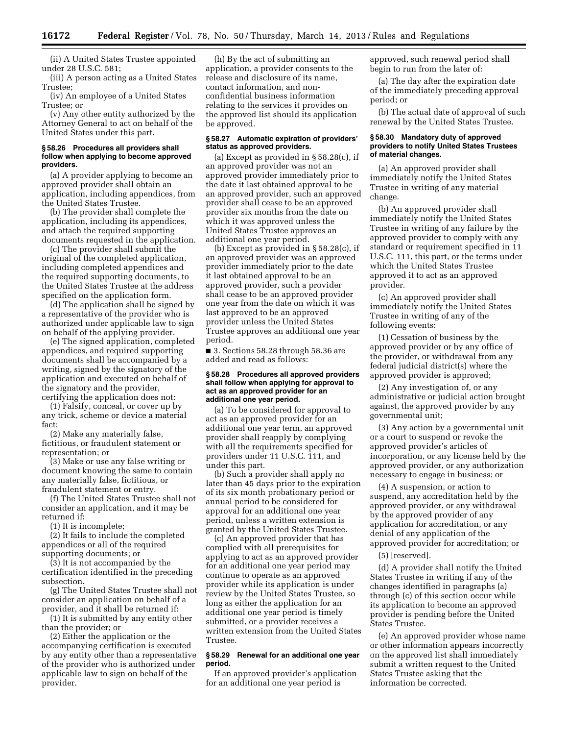(ii) A United States Trustee appointed under 28 U.S.C. 581;

(iii) A person acting as a United States Trustee;

(iv) An employee of a United States Trustee; or

(v) Any other entity authorized by the Attorney General to act on behalf of the United States under this part.

#### § 58.26 Procedures all providers shall follow when applying to become approved providers.

(a) A provider applying to become an approved provider shall obtain an application, including appendices, from the United States Trustee.

(b) The provider shall complete the application, including its appendices, and attach the required supporting documents requested in the application.

(c) The provider shall submit the original of the completed application, including completed appendices and the required supporting documents, to the United States Trustee at the address specified on the application form.

(d) The application shall be signed by a representative of the provider who is authorized under applicable law to sign on behalf of the applying provider.

(e) The signed application, completed appendices, and required supporting documents shall be accompanied by a writing, signed by the signatory of the application and executed on behalf of the signatory and the provider, certifying the application does not:

(1) Falsify, conceal, or cover up by any trick, scheme or device a material fact;

(2) Make any materially false, fictitious, or fraudulent statement or representation; or

(3) Make or use any false writing or document knowing the same to contain any materially false, fictitious, or fraudulent statement or entry.

(f) The United States Trustee shall not consider an application, and it may be returned if:

(1) It is incomplete;

(2) It fails to include the completed appendices or all of the required supporting documents; or

(3) It is not accompanied by the certification identified in the preceding subsection.

(g) The United States Trustee shall not consider an application on behalf of a provider, and it shall be returned if:

(1) It is submitted by any entity other than the provider; or

(2) Either the application or the accompanying certification is executed by any entity other than a representative of the provider who is authorized under applicable law to sign on behalf of the provider.

(h) By the act of submitting an application, a provider consents to the release and disclosure of its name, contact information, and non-confidential business information relating to the services it provides on the approved list should its application be approved.

#### § 58.27 Automatic expiration of providers' status as approved providers.

(a) Except as provided in § 58.28(c), if an approved provider was not an approved provider immediately prior to the date it last obtained approval to be an approved provider, such an approved provider shall cease to be an approved provider six months from the date on which it was approved unless the United States Trustee approves an additional one year period.

(b) Except as provided in § 58.28(c), if an approved provider was an approved provider immediately prior to the date it last obtained approval to be an approved provider, such a provider shall cease to be an approved provider one year from the date on which it was last approved to be an approved provider unless the United States Trustee approves an additional one year period.

■ 3. Sections 58.28 through 58.36 are added and read as follows:

#### § 58.28 Procedures all approved providers shall follow when applying for approval to act as an approved provider for an additional one year period.

(a) To be considered for approval to act as an approved provider for an additional one year term, an approved provider shall reapply by complying with all the requirements specified for providers under 11 U.S.C. 111, and under this part.

(b) Such a provider shall apply no later than 45 days prior to the expiration of its six month probationary period or annual period to be considered for approval for an additional one year period, unless a written extension is granted by the United States Trustee.

(c) An approved provider that has complied with all prerequisites for applying to act as an approved provider for an additional one year period may continue to operate as an approved provider while its application is under review by the United States Trustee, so long as either the application for an additional one year period is timely submitted, or a provider receives a written extension from the United States Trustee.

#### § 58.29 Renewal for an additional one year period.

If an approved provider's application for an additional one year period is approved, such renewal period shall begin to run from the later of:

(a) The day after the expiration date of the immediately preceding approval period; or

(b) The actual date of approval of such renewal by the United States Trustee.

#### § 58.30 Mandatory duty of approved providers to notify United States Trustees of material changes.

(a) An approved provider shall immediately notify the United States Trustee in writing of any material change.

(b) An approved provider shall immediately notify the United States Trustee in writing of any failure by the approved provider to comply with any standard or requirement specified in 11 U.S.C. 111, this part, or the terms under which the United States Trustee approved it to act as an approved provider.

(c) An approved provider shall immediately notify the United States Trustee in writing of any of the following events:

(1) Cessation of business by the approved provider or by any office of the provider, or withdrawal from any federal judicial district(s) where the approved provider is approved;

(2) Any investigation of, or any administrative or judicial action brought against, the approved provider by any governmental unit;

(3) Any action by a governmental unit or a court to suspend or revoke the approved provider's articles of incorporation, or any license held by the approved provider, or any authorization necessary to engage in business; or

(4) A suspension, or action to suspend, any accreditation held by the approved provider, or any withdrawal by the approved provider of any application for accreditation, or any denial of any application of the approved provider for accreditation; or

(5) [reserved].

(d) A provider shall notify the United States Trustee in writing if any of the changes identified in paragraphs (a) through (c) of this section occur while its application to become an approved provider is pending before the United States Trustee.

(e) An approved provider whose name or other information appears incorrectly on the approved list shall immediately submit a written request to the United States Trustee asking that the information be corrected.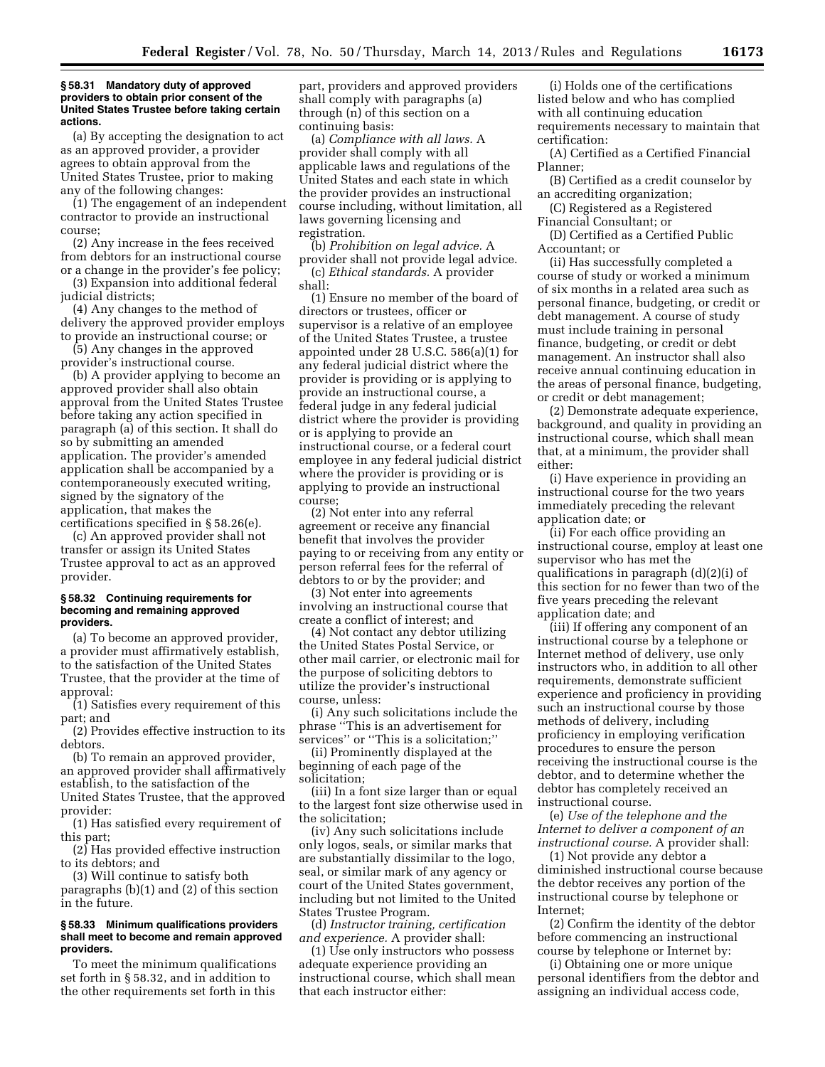### § 58.31 Mandatory duty of approved providers to obtain prior consent of the United States Trustee before taking certain actions.

(a) By accepting the designation to act as an approved provider, a provider agrees to obtain approval from the United States Trustee, prior to making any of the following changes:

(1) The engagement of an independent contractor to provide an instructional course;

(2) Any increase in the fees received from debtors for an instructional course or a change in the provider's fee policy;

(3) Expansion into additional federal judicial districts;

(4) Any changes to the method of delivery the approved provider employs to provide an instructional course; or

(5) Any changes in the approved provider's instructional course.

(b) A provider applying to become an approved provider shall also obtain approval from the United States Trustee before taking any action specified in paragraph (a) of this section. It shall do so by submitting an amended application. The provider's amended application shall be accompanied by a contemporaneously executed writing, signed by the signatory of the application, that makes the certifications specified in § 58.26(e).

(c) An approved provider shall not transfer or assign its United States Trustee approval to act as an approved provider.

### § 58.32 Continuing requirements for becoming and remaining approved providers.

(a) To become an approved provider, a provider must affirmatively establish, to the satisfaction of the United States Trustee, that the provider at the time of approval:

(1) Satisfies every requirement of this part; and

(2) Provides effective instruction to its debtors.

(b) To remain an approved provider, an approved provider shall affirmatively establish, to the satisfaction of the United States Trustee, that the approved provider:

(1) Has satisfied every requirement of this part;

(2) Has provided effective instruction to its debtors; and

(3) Will continue to satisfy both paragraphs (b)(1) and (2) of this section in the future.

### § 58.33 Minimum qualifications providers shall meet to become and remain approved providers.

To meet the minimum qualifications set forth in § 58.32, and in addition to the other requirements set forth in this part, providers and approved providers shall comply with paragraphs (a) through (n) of this section on a continuing basis:

(a) *Compliance with all laws.* A provider shall comply with all applicable laws and regulations of the United States and each state in which the provider provides an instructional course including, without limitation, all laws governing licensing and registration.

(b) *Prohibition on legal advice.* A provider shall not provide legal advice.

(c) *Ethical standards.* A provider shall:

(1) Ensure no member of the board of directors or trustees, officer or supervisor is a relative of an employee of the United States Trustee, a trustee appointed under 28 U.S.C. 586(a)(1) for any federal judicial district where the provider is providing or is applying to provide an instructional course, a federal judge in any federal judicial district where the provider is providing or is applying to provide an instructional course, or a federal court employee in any federal judicial district where the provider is providing or is applying to provide an instructional course;

(2) Not enter into any referral agreement or receive any financial benefit that involves the provider paying to or receiving from any entity or person referral fees for the referral of debtors to or by the provider; and

(3) Not enter into agreements involving an instructional course that create a conflict of interest; and

(4) Not contact any debtor utilizing the United States Postal Service, or other mail carrier, or electronic mail for the purpose of soliciting debtors to utilize the provider's instructional course, unless:

(i) Any such solicitations include the phrase ''This is an advertisement for services'' or ''This is a solicitation;''

(ii) Prominently displayed at the beginning of each page of the solicitation;

(iii) In a font size larger than or equal to the largest font size otherwise used in the solicitation;

(iv) Any such solicitations include only logos, seals, or similar marks that are substantially dissimilar to the logo, seal, or similar mark of any agency or court of the United States government, including but not limited to the United States Trustee Program.

(d) *Instructor training, certification and experience.* A provider shall:

(1) Use only instructors who possess adequate experience providing an instructional course, which shall mean that each instructor either:

(i) Holds one of the certifications listed below and who has complied with all continuing education requirements necessary to maintain that certification:

(A) Certified as a Certified Financial Planner;

(B) Certified as a credit counselor by an accrediting organization;

(C) Registered as a Registered Financial Consultant; or

(D) Certified as a Certified Public Accountant; or

(ii) Has successfully completed a course of study or worked a minimum of six months in a related area such as personal finance, budgeting, or credit or debt management. A course of study must include training in personal finance, budgeting, or credit or debt management. An instructor shall also receive annual continuing education in the areas of personal finance, budgeting, or credit or debt management;

(2) Demonstrate adequate experience, background, and quality in providing an instructional course, which shall mean that, at a minimum, the provider shall either:

(i) Have experience in providing an instructional course for the two years immediately preceding the relevant application date; or

(ii) For each office providing an instructional course, employ at least one supervisor who has met the qualifications in paragraph (d)(2)(i) of this section for no fewer than two of the five years preceding the relevant application date; and

(iii) If offering any component of an instructional course by a telephone or Internet method of delivery, use only instructors who, in addition to all other requirements, demonstrate sufficient experience and proficiency in providing such an instructional course by those methods of delivery, including proficiency in employing verification procedures to ensure the person receiving the instructional course is the debtor, and to determine whether the debtor has completely received an instructional course.

(e) *Use of the telephone and the Internet to deliver a component of an instructional course.* A provider shall:

(1) Not provide any debtor a diminished instructional course because the debtor receives any portion of the instructional course by telephone or Internet;

(2) Confirm the identity of the debtor before commencing an instructional course by telephone or Internet by:

(i) Obtaining one or more unique personal identifiers from the debtor and assigning an individual access code,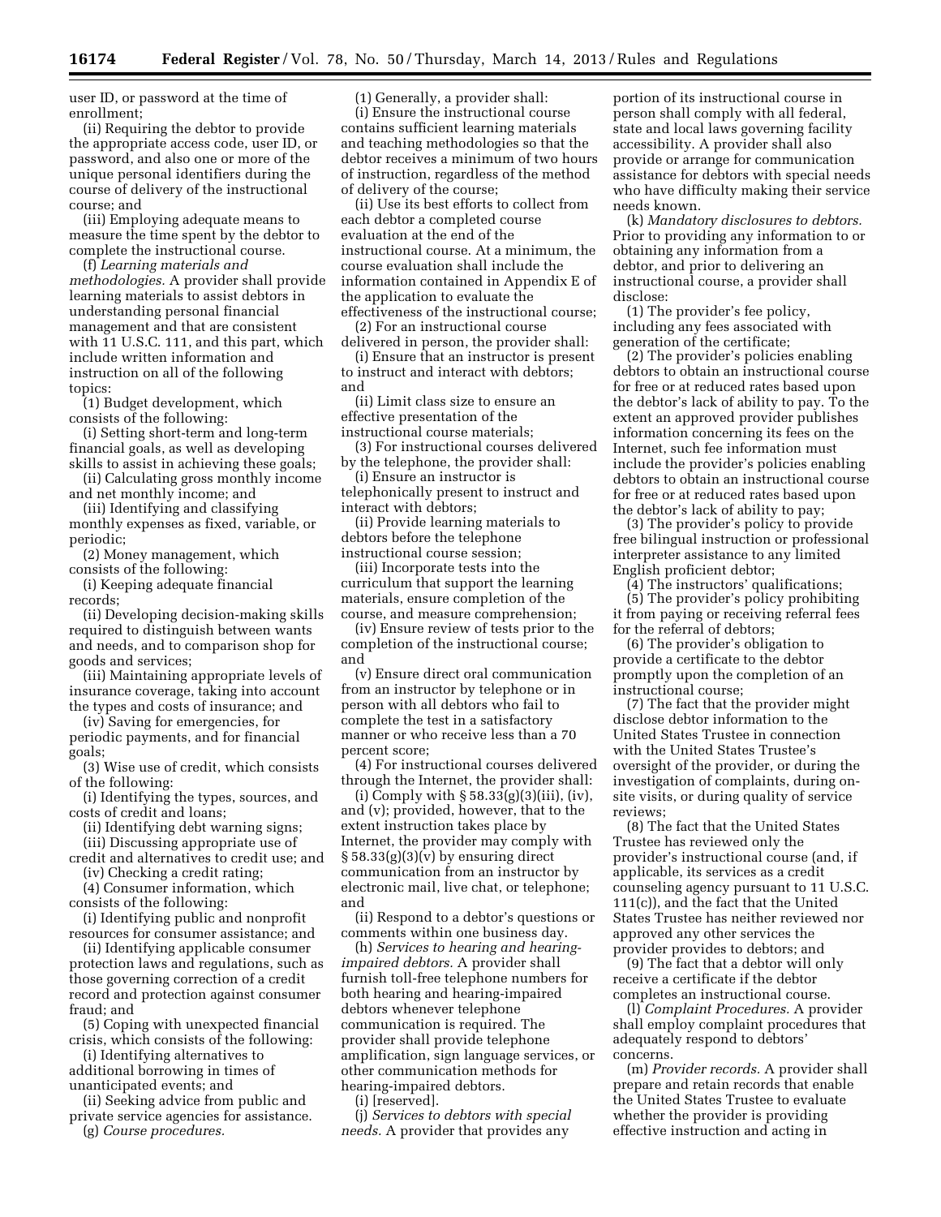user ID, or password at the time of enrollment;

(ii) Requiring the debtor to provide the appropriate access code, user ID, or password, and also one or more of the unique personal identifiers during the course of delivery of the instructional course; and

(iii) Employing adequate means to measure the time spent by the debtor to complete the instructional course.

(f) *Learning materials and methodologies.* A provider shall provide learning materials to assist debtors in understanding personal financial management and that are consistent with 11 U.S.C. 111, and this part, which include written information and instruction on all of the following topics:

(1) Budget development, which consists of the following:

(i) Setting short-term and long-term financial goals, as well as developing skills to assist in achieving these goals;

(ii) Calculating gross monthly income and net monthly income; and

(iii) Identifying and classifying monthly expenses as fixed, variable, or periodic;

(2) Money management, which consists of the following:

(i) Keeping adequate financial records;

(ii) Developing decision-making skills required to distinguish between wants and needs, and to comparison shop for goods and services;

(iii) Maintaining appropriate levels of insurance coverage, taking into account the types and costs of insurance; and

(iv) Saving for emergencies, for periodic payments, and for financial goals;

(3) Wise use of credit, which consists of the following:

(i) Identifying the types, sources, and costs of credit and loans;

(ii) Identifying debt warning signs;

(iii) Discussing appropriate use of credit and alternatives to credit use; and

(iv) Checking a credit rating;

(4) Consumer information, which consists of the following:

(i) Identifying public and nonprofit resources for consumer assistance; and

(ii) Identifying applicable consumer protection laws and regulations, such as those governing correction of a credit record and protection against consumer fraud; and

(5) Coping with unexpected financial crisis, which consists of the following:

(i) Identifying alternatives to additional borrowing in times of unanticipated events; and

(ii) Seeking advice from public and private service agencies for assistance.

(g) *Course procedures.*

(1) Generally, a provider shall:

(i) Ensure the instructional course contains sufficient learning materials and teaching methodologies so that the debtor receives a minimum of two hours of instruction, regardless of the method of delivery of the course;

(ii) Use its best efforts to collect from each debtor a completed course evaluation at the end of the instructional course. At a minimum, the course evaluation shall include the information contained in Appendix E of the application to evaluate the effectiveness of the instructional course;

(2) For an instructional course delivered in person, the provider shall:

(i) Ensure that an instructor is present to instruct and interact with debtors; and

(ii) Limit class size to ensure an effective presentation of the instructional course materials;

(3) For instructional courses delivered by the telephone, the provider shall:

(i) Ensure an instructor is telephonically present to instruct and interact with debtors;

(ii) Provide learning materials to debtors before the telephone instructional course session;

(iii) Incorporate tests into the curriculum that support the learning materials, ensure completion of the course, and measure comprehension;

(iv) Ensure review of tests prior to the completion of the instructional course; and

(v) Ensure direct oral communication from an instructor by telephone or in person with all debtors who fail to complete the test in a satisfactory manner or who receive less than a 70 percent score;

(4) For instructional courses delivered through the Internet, the provider shall:

(i) Comply with § 58.33(g)(3)(iii), (iv), and (v); provided, however, that to the extent instruction takes place by Internet, the provider may comply with § 58.33(g)(3)(v) by ensuring direct communication from an instructor by electronic mail, live chat, or telephone; and

(ii) Respond to a debtor's questions or comments within one business day.

(h) *Services to hearing and hearing-impaired debtors.* A provider shall furnish toll-free telephone numbers for both hearing and hearing-impaired debtors whenever telephone communication is required. The provider shall provide telephone amplification, sign language services, or other communication methods for hearing-impaired debtors.

(i) [reserved].

(j) *Services to debtors with special needs.* A provider that provides any portion of its instructional course in person shall comply with all federal, state and local laws governing facility accessibility. A provider shall also provide or arrange for communication assistance for debtors with special needs who have difficulty making their service needs known.

(k) *Mandatory disclosures to debtors.* Prior to providing any information to or obtaining any information from a debtor, and prior to delivering an instructional course, a provider shall disclose:

(1) The provider's fee policy, including any fees associated with generation of the certificate;

(2) The provider's policies enabling debtors to obtain an instructional course for free or at reduced rates based upon the debtor's lack of ability to pay. To the extent an approved provider publishes information concerning its fees on the Internet, such fee information must include the provider's policies enabling debtors to obtain an instructional course for free or at reduced rates based upon the debtor's lack of ability to pay;

(3) The provider's policy to provide free bilingual instruction or professional interpreter assistance to any limited English proficient debtor;

(4) The instructors' qualifications;

(5) The provider's policy prohibiting it from paying or receiving referral fees for the referral of debtors;

(6) The provider's obligation to provide a certificate to the debtor promptly upon the completion of an instructional course;

(7) The fact that the provider might disclose debtor information to the United States Trustee in connection with the United States Trustee's oversight of the provider, or during the investigation of complaints, during on-site visits, or during quality of service reviews;

(8) The fact that the United States Trustee has reviewed only the provider's instructional course (and, if applicable, its services as a credit counseling agency pursuant to 11 U.S.C. 111(c)), and the fact that the United States Trustee has neither reviewed nor approved any other services the provider provides to debtors; and

(9) The fact that a debtor will only receive a certificate if the debtor completes an instructional course.

(l) *Complaint Procedures.* A provider shall employ complaint procedures that adequately respond to debtors' concerns.

(m) *Provider records.* A provider shall prepare and retain records that enable the United States Trustee to evaluate whether the provider is providing effective instruction and acting in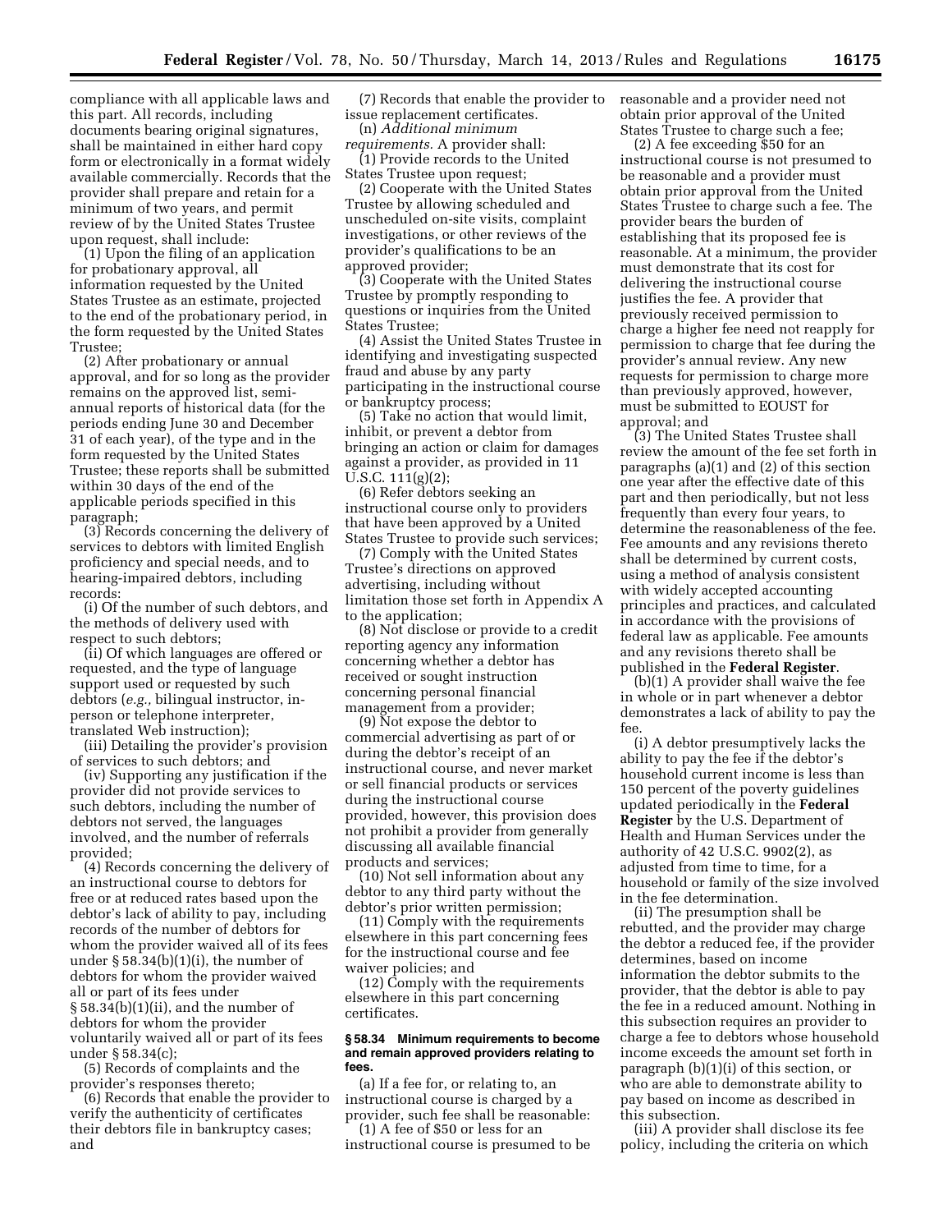compliance with all applicable laws and this part. All records, including documents bearing original signatures, shall be maintained in either hard copy form or electronically in a format widely available commercially. Records that the provider shall prepare and retain for a minimum of two years, and permit review of by the United States Trustee upon request, shall include:

(1) Upon the filing of an application for probationary approval, all information requested by the United States Trustee as an estimate, projected to the end of the probationary period, in the form requested by the United States Trustee;

(2) After probationary or annual approval, and for so long as the provider remains on the approved list, semi-annual reports of historical data (for the periods ending June 30 and December 31 of each year), of the type and in the form requested by the United States Trustee; these reports shall be submitted within 30 days of the end of the applicable periods specified in this paragraph;

(3) Records concerning the delivery of services to debtors with limited English proficiency and special needs, and to hearing-impaired debtors, including records:

(i) Of the number of such debtors, and the methods of delivery used with respect to such debtors;

(ii) Of which languages are offered or requested, and the type of language support used or requested by such debtors (*e.g.,* bilingual instructor, in-person or telephone interpreter, translated Web instruction);

(iii) Detailing the provider's provision of services to such debtors; and

(iv) Supporting any justification if the provider did not provide services to such debtors, including the number of debtors not served, the languages involved, and the number of referrals provided;

(4) Records concerning the delivery of an instructional course to debtors for free or at reduced rates based upon the debtor's lack of ability to pay, including records of the number of debtors for whom the provider waived all of its fees under § 58.34(b)(1)(i), the number of debtors for whom the provider waived all or part of its fees under § 58.34(b)(1)(ii), and the number of debtors for whom the provider voluntarily waived all or part of its fees under § 58.34(c);

(5) Records of complaints and the provider's responses thereto;

(6) Records that enable the provider to verify the authenticity of certificates their debtors file in bankruptcy cases; and

(7) Records that enable the provider to issue replacement certificates.

(n) *Additional minimum requirements.* A provider shall:

(1) Provide records to the United States Trustee upon request;

(2) Cooperate with the United States Trustee by allowing scheduled and unscheduled on-site visits, complaint investigations, or other reviews of the provider's qualifications to be an approved provider;

(3) Cooperate with the United States Trustee by promptly responding to questions or inquiries from the United States Trustee;

(4) Assist the United States Trustee in identifying and investigating suspected fraud and abuse by any party participating in the instructional course or bankruptcy process;

(5) Take no action that would limit, inhibit, or prevent a debtor from bringing an action or claim for damages against a provider, as provided in 11 U.S.C. 111(g)(2);

(6) Refer debtors seeking an instructional course only to providers that have been approved by a United States Trustee to provide such services;

(7) Comply with the United States Trustee's directions on approved advertising, including without limitation those set forth in Appendix A to the application;

(8) Not disclose or provide to a credit reporting agency any information concerning whether a debtor has received or sought instruction concerning personal financial management from a provider;

(9) Not expose the debtor to commercial advertising as part of or during the debtor's receipt of an instructional course, and never market or sell financial products or services during the instructional course provided, however, this provision does not prohibit a provider from generally discussing all available financial products and services;

(10) Not sell information about any debtor to any third party without the debtor's prior written permission;

(11) Comply with the requirements elsewhere in this part concerning fees for the instructional course and fee waiver policies; and

(12) Comply with the requirements elsewhere in this part concerning certificates.

### § 58.34 Minimum requirements to become and remain approved providers relating to fees.

(a) If a fee for, or relating to, an instructional course is charged by a provider, such fee shall be reasonable:

(1) A fee of $50 or less for an instructional course is presumed to be reasonable and a provider need not obtain prior approval of the United States Trustee to charge such a fee;

(2) A fee exceeding $50 for an instructional course is not presumed to be reasonable and a provider must obtain prior approval from the United States Trustee to charge such a fee. The provider bears the burden of establishing that its proposed fee is reasonable. At a minimum, the provider must demonstrate that its cost for delivering the instructional course justifies the fee. A provider that previously received permission to charge a higher fee need not reapply for permission to charge that fee during the provider's annual review. Any new requests for permission to charge more than previously approved, however, must be submitted to EOUST for approval; and

(3) The United States Trustee shall review the amount of the fee set forth in paragraphs (a)(1) and (2) of this section one year after the effective date of this part and then periodically, but not less frequently than every four years, to determine the reasonableness of the fee. Fee amounts and any revisions thereto shall be determined by current costs, using a method of analysis consistent with widely accepted accounting principles and practices, and calculated in accordance with the provisions of federal law as applicable. Fee amounts and any revisions thereto shall be published in the **Federal Register**.

(b)(1) A provider shall waive the fee in whole or in part whenever a debtor demonstrates a lack of ability to pay the fee.

(i) A debtor presumptively lacks the ability to pay the fee if the debtor's household current income is less than 150 percent of the poverty guidelines updated periodically in the **Federal Register** by the U.S. Department of Health and Human Services under the authority of 42 U.S.C. 9902(2), as adjusted from time to time, for a household or family of the size involved in the fee determination.

(ii) The presumption shall be rebutted, and the provider may charge the debtor a reduced fee, if the provider determines, based on income information the debtor submits to the provider, that the debtor is able to pay the fee in a reduced amount. Nothing in this subsection requires an provider to charge a fee to debtors whose household income exceeds the amount set forth in paragraph (b)(1)(i) of this section, or who are able to demonstrate ability to pay based on income as described in this subsection.

(iii) A provider shall disclose its fee policy, including the criteria on which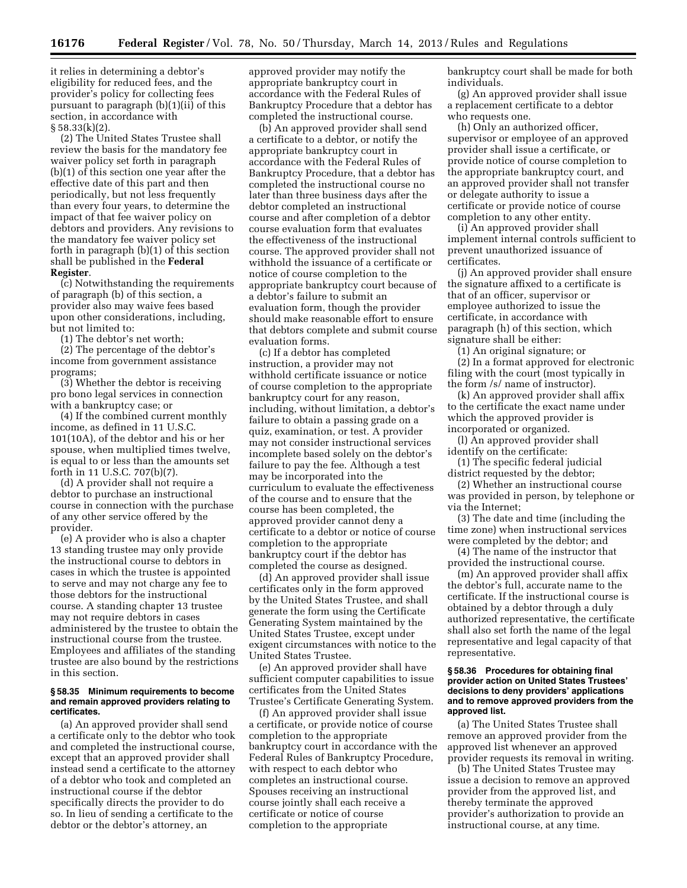it relies in determining a debtor's eligibility for reduced fees, and the provider's policy for collecting fees pursuant to paragraph (b)(1)(ii) of this section, in accordance with § 58.33(k)(2).

(2) The United States Trustee shall review the basis for the mandatory fee waiver policy set forth in paragraph (b)(1) of this section one year after the effective date of this part and then periodically, but not less frequently than every four years, to determine the impact of that fee waiver policy on debtors and providers. Any revisions to the mandatory fee waiver policy set forth in paragraph (b)(1) of this section shall be published in the **Federal Register**.

(c) Notwithstanding the requirements of paragraph (b) of this section, a provider also may waive fees based upon other considerations, including, but not limited to:

(1) The debtor's net worth;

(2) The percentage of the debtor's income from government assistance programs;

(3) Whether the debtor is receiving pro bono legal services in connection with a bankruptcy case; or

(4) If the combined current monthly income, as defined in 11 U.S.C. 101(10A), of the debtor and his or her spouse, when multiplied times twelve, is equal to or less than the amounts set forth in 11 U.S.C. 707(b)(7).

(d) A provider shall not require a debtor to purchase an instructional course in connection with the purchase of any other service offered by the provider.

(e) A provider who is also a chapter 13 standing trustee may only provide the instructional course to debtors in cases in which the trustee is appointed to serve and may not charge any fee to those debtors for the instructional course. A standing chapter 13 trustee may not require debtors in cases administered by the trustee to obtain the instructional course from the trustee. Employees and affiliates of the standing trustee are also bound by the restrictions in this section.

#### § 58.35 Minimum requirements to become and remain approved providers relating to certificates.

(a) An approved provider shall send a certificate only to the debtor who took and completed the instructional course, except that an approved provider shall instead send a certificate to the attorney of a debtor who took and completed an instructional course if the debtor specifically directs the provider to do so. In lieu of sending a certificate to the debtor or the debtor's attorney, an approved provider may notify the appropriate bankruptcy court in accordance with the Federal Rules of Bankruptcy Procedure that a debtor has completed the instructional course.

(b) An approved provider shall send a certificate to a debtor, or notify the appropriate bankruptcy court in accordance with the Federal Rules of Bankruptcy Procedure, that a debtor has completed the instructional course no later than three business days after the debtor completed an instructional course and after completion of a debtor course evaluation form that evaluates the effectiveness of the instructional course. The approved provider shall not withhold the issuance of a certificate or notice of course completion to the appropriate bankruptcy court because of a debtor's failure to submit an evaluation form, though the provider should make reasonable effort to ensure that debtors complete and submit course evaluation forms.

(c) If a debtor has completed instruction, a provider may not withhold certificate issuance or notice of course completion to the appropriate bankruptcy court for any reason, including, without limitation, a debtor's failure to obtain a passing grade on a quiz, examination, or test. A provider may not consider instructional services incomplete based solely on the debtor's failure to pay the fee. Although a test may be incorporated into the curriculum to evaluate the effectiveness of the course and to ensure that the course has been completed, the approved provider cannot deny a certificate to a debtor or notice of course completion to the appropriate bankruptcy court if the debtor has completed the course as designed.

(d) An approved provider shall issue certificates only in the form approved by the United States Trustee, and shall generate the form using the Certificate Generating System maintained by the United States Trustee, except under exigent circumstances with notice to the United States Trustee.

(e) An approved provider shall have sufficient computer capabilities to issue certificates from the United States Trustee's Certificate Generating System.

(f) An approved provider shall issue a certificate, or provide notice of course completion to the appropriate bankruptcy court in accordance with the Federal Rules of Bankruptcy Procedure, with respect to each debtor who completes an instructional course. Spouses receiving an instructional course jointly shall each receive a certificate or notice of course completion to the appropriate bankruptcy court shall be made for both individuals.

(g) An approved provider shall issue a replacement certificate to a debtor who requests one.

(h) Only an authorized officer, supervisor or employee of an approved provider shall issue a certificate, or provide notice of course completion to the appropriate bankruptcy court, and an approved provider shall not transfer or delegate authority to issue a certificate or provide notice of course completion to any other entity.

(i) An approved provider shall implement internal controls sufficient to prevent unauthorized issuance of certificates.

(j) An approved provider shall ensure the signature affixed to a certificate is that of an officer, supervisor or employee authorized to issue the certificate, in accordance with paragraph (h) of this section, which signature shall be either:

(1) An original signature; or

(2) In a format approved for electronic filing with the court (most typically in the form /s/ name of instructor).

(k) An approved provider shall affix to the certificate the exact name under which the approved provider is incorporated or organized.

(l) An approved provider shall identify on the certificate:

(1) The specific federal judicial district requested by the debtor;

(2) Whether an instructional course was provided in person, by telephone or via the Internet;

(3) The date and time (including the time zone) when instructional services were completed by the debtor; and

(4) The name of the instructor that provided the instructional course.

(m) An approved provider shall affix the debtor's full, accurate name to the certificate. If the instructional course is obtained by a debtor through a duly authorized representative, the certificate shall also set forth the name of the legal representative and legal capacity of that representative.

#### § 58.36 Procedures for obtaining final provider action on United States Trustees' decisions to deny providers' applications and to remove approved providers from the approved list.

(a) The United States Trustee shall remove an approved provider from the approved list whenever an approved provider requests its removal in writing.

(b) The United States Trustee may issue a decision to remove an approved provider from the approved list, and thereby terminate the approved provider's authorization to provide an instructional course, at any time.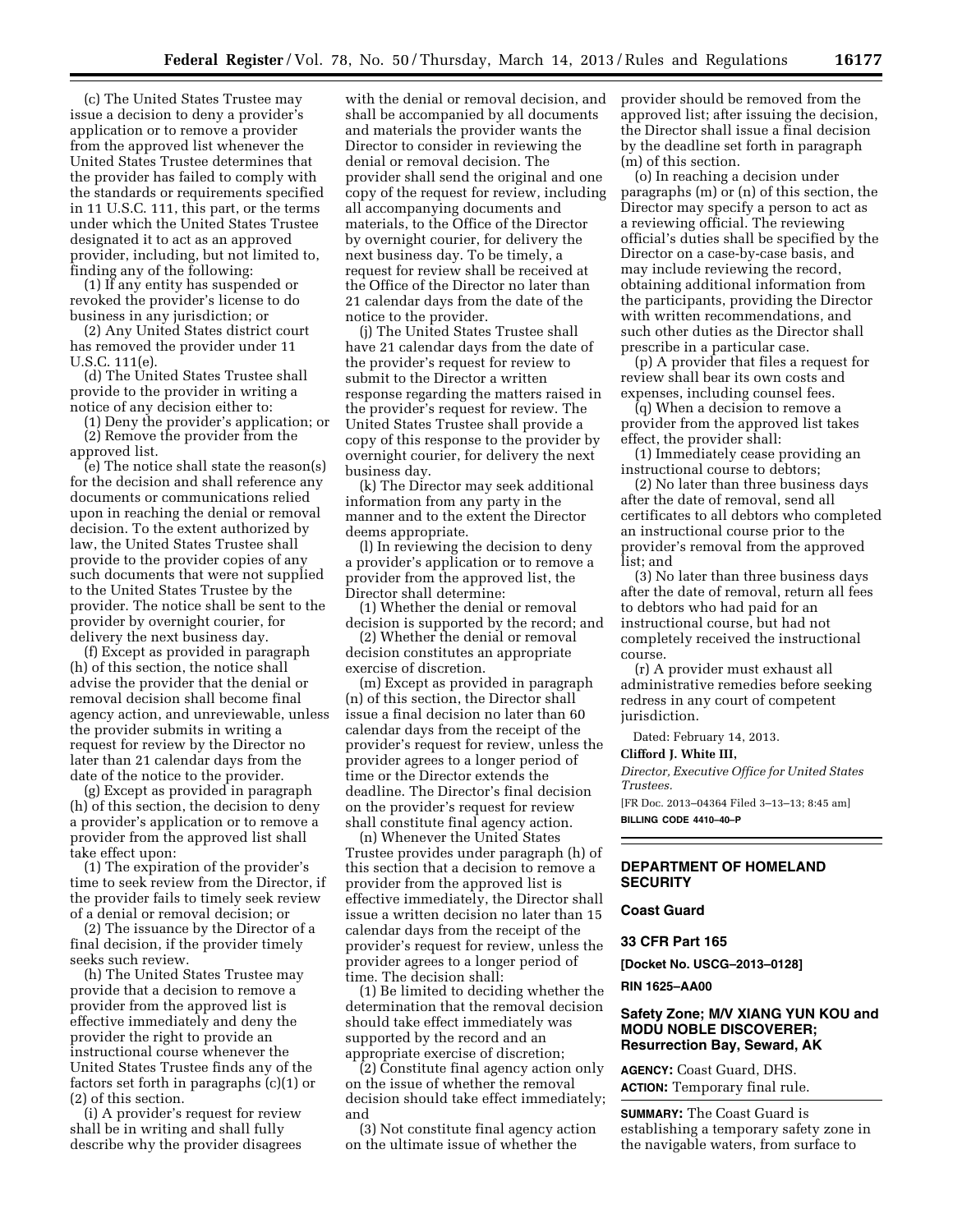(c) The United States Trustee may issue a decision to deny a provider's application or to remove a provider from the approved list whenever the United States Trustee determines that the provider has failed to comply with the standards or requirements specified in 11 U.S.C. 111, this part, or the terms under which the United States Trustee designated it to act as an approved provider, including, but not limited to, finding any of the following:

(1) If any entity has suspended or revoked the provider's license to do business in any jurisdiction; or

(2) Any United States district court has removed the provider under 11 U.S.C. 111(e).

(d) The United States Trustee shall provide to the provider in writing a notice of any decision either to:

(1) Deny the provider's application; or

(2) Remove the provider from the approved list.

(e) The notice shall state the reason(s) for the decision and shall reference any documents or communications relied upon in reaching the denial or removal decision. To the extent authorized by law, the United States Trustee shall provide to the provider copies of any such documents that were not supplied to the United States Trustee by the provider. The notice shall be sent to the provider by overnight courier, for delivery the next business day.

(f) Except as provided in paragraph (h) of this section, the notice shall advise the provider that the denial or removal decision shall become final agency action, and unreviewable, unless the provider submits in writing a request for review by the Director no later than 21 calendar days from the date of the notice to the provider.

(g) Except as provided in paragraph (h) of this section, the decision to deny a provider's application or to remove a provider from the approved list shall take effect upon:

(1) The expiration of the provider's time to seek review from the Director, if the provider fails to timely seek review of a denial or removal decision; or

(2) The issuance by the Director of a final decision, if the provider timely seeks such review.

(h) The United States Trustee may provide that a decision to remove a provider from the approved list is effective immediately and deny the provider the right to provide an instructional course whenever the United States Trustee finds any of the factors set forth in paragraphs (c)(1) or (2) of this section.

(i) A provider's request for review shall be in writing and shall fully describe why the provider disagrees with the denial or removal decision, and shall be accompanied by all documents and materials the provider wants the Director to consider in reviewing the denial or removal decision. The provider shall send the original and one copy of the request for review, including all accompanying documents and materials, to the Office of the Director by overnight courier, for delivery the next business day. To be timely, a request for review shall be received at the Office of the Director no later than 21 calendar days from the date of the notice to the provider.

(j) The United States Trustee shall have 21 calendar days from the date of the provider's request for review to submit to the Director a written response regarding the matters raised in the provider's request for review. The United States Trustee shall provide a copy of this response to the provider by overnight courier, for delivery the next business day.

(k) The Director may seek additional information from any party in the manner and to the extent the Director deems appropriate.

(l) In reviewing the decision to deny a provider's application or to remove a provider from the approved list, the Director shall determine:

(1) Whether the denial or removal decision is supported by the record; and

(2) Whether the denial or removal decision constitutes an appropriate exercise of discretion.

(m) Except as provided in paragraph (n) of this section, the Director shall issue a final decision no later than 60 calendar days from the receipt of the provider's request for review, unless the provider agrees to a longer period of time or the Director extends the deadline. The Director's final decision on the provider's request for review shall constitute final agency action.

(n) Whenever the United States Trustee provides under paragraph (h) of this section that a decision to remove a provider from the approved list is effective immediately, the Director shall issue a written decision no later than 15 calendar days from the receipt of the provider's request for review, unless the provider agrees to a longer period of time. The decision shall:

(1) Be limited to deciding whether the determination that the removal decision should take effect immediately was supported by the record and an appropriate exercise of discretion;

(2) Constitute final agency action only on the issue of whether the removal decision should take effect immediately; and

(3) Not constitute final agency action on the ultimate issue of whether the provider should be removed from the approved list; after issuing the decision, the Director shall issue a final decision by the deadline set forth in paragraph (m) of this section.

(o) In reaching a decision under paragraphs (m) or (n) of this section, the Director may specify a person to act as a reviewing official. The reviewing official's duties shall be specified by the Director on a case-by-case basis, and may include reviewing the record, obtaining additional information from the participants, providing the Director with written recommendations, and such other duties as the Director shall prescribe in a particular case.

(p) A provider that files a request for review shall bear its own costs and expenses, including counsel fees.

(q) When a decision to remove a provider from the approved list takes effect, the provider shall:

(1) Immediately cease providing an instructional course to debtors;

(2) No later than three business days after the date of removal, send all certificates to all debtors who completed an instructional course prior to the provider's removal from the approved list; and

(3) No later than three business days after the date of removal, return all fees to debtors who had paid for an instructional course, but had not completely received the instructional course.

(r) A provider must exhaust all administrative remedies before seeking redress in any court of competent jurisdiction.

Dated: February 14, 2013.

**Clifford J. White III,**

*Director, Executive Office for United States Trustees.*

[FR Doc. 2013–04364 Filed 3–13–13; 8:45 am]

**BILLING CODE 4410–40–P**

---

## DEPARTMENT OF HOMELAND SECURITY

### Coast Guard

### 33 CFR Part 165

**[Docket No. USCG–2013–0128]**

**RIN 1625–AA00**

### Safety Zone; M/V XIANG YUN KOU and MODU NOBLE DISCOVERER; Resurrection Bay, Seward, AK

**AGENCY:** Coast Guard, DHS.

**ACTION:** Temporary final rule.

**SUMMARY:** The Coast Guard is establishing a temporary safety zone in the navigable waters, from surface to